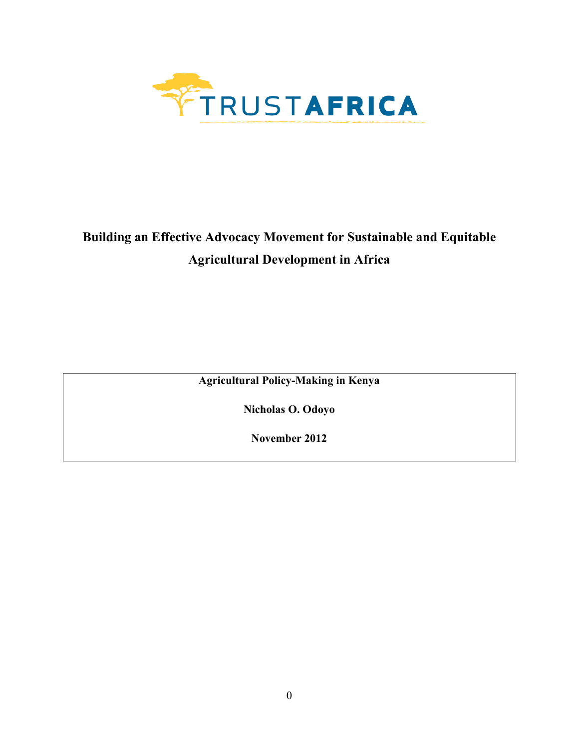TRUSTAFRICA

# Building an Effective Advocacy Movement for Sustainable and Equitable Agricultural Development in Africa

**Agricultural Policy-Making in Kenya**

**Nicholas O. Odoyo**

**November 2012**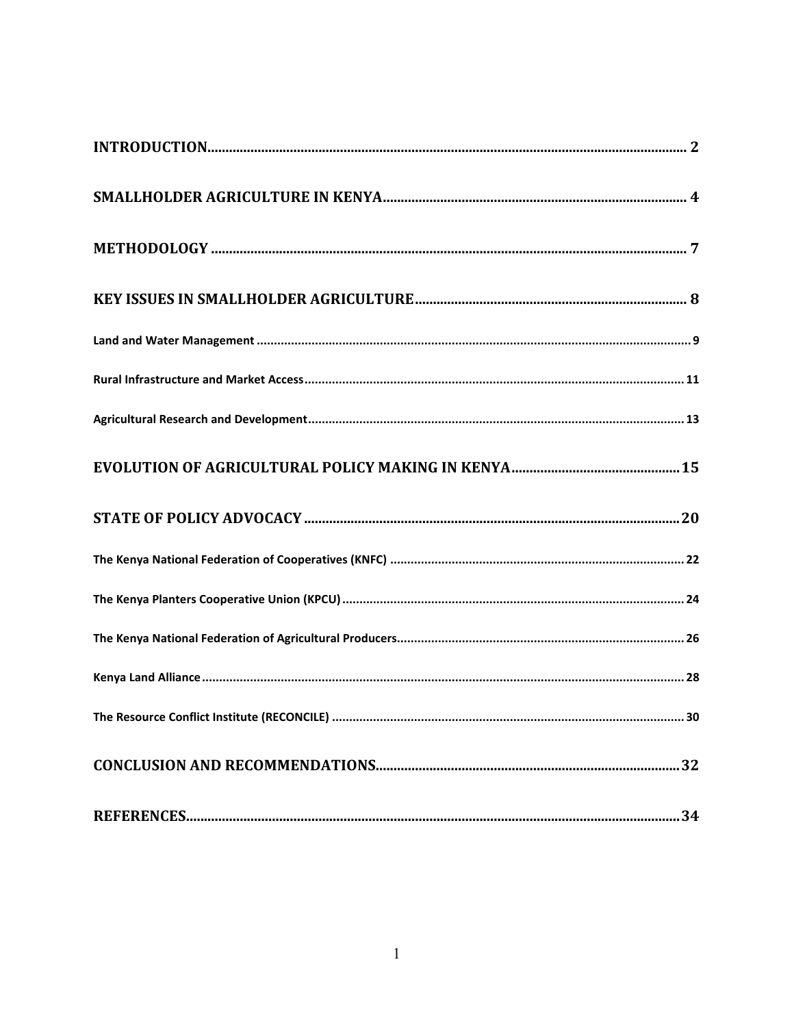INTRODUCTION ........................................................................ 2

SMALLHOLDER AGRICULTURE IN KENYA ........................................................................ 4

METHODOLOGY ........................................................................ 7

KEY ISSUES IN SMALLHOLDER AGRICULTURE ........................................................................ 8

Land and Water Management ........................................................................ 9

Rural Infrastructure and Market Access ........................................................................ 11

Agricultural Research and Development ........................................................................ 13

EVOLUTION OF AGRICULTURAL POLICY MAKING IN KENYA ........................................................................ 15

STATE OF POLICY ADVOCACY ........................................................................ 20

The Kenya National Federation of Cooperatives (KNFC) ........................................................................ 22

The Kenya Planters Cooperative Union (KPCU) ........................................................................ 24

The Kenya National Federation of Agricultural Producers ........................................................................ 26

Kenya Land Alliance ........................................................................ 28

The Resource Conflict Institute (RECONCILE) ........................................................................ 30

CONCLUSION AND RECOMMENDATIONS ........................................................................ 32

REFERENCES ........................................................................ 34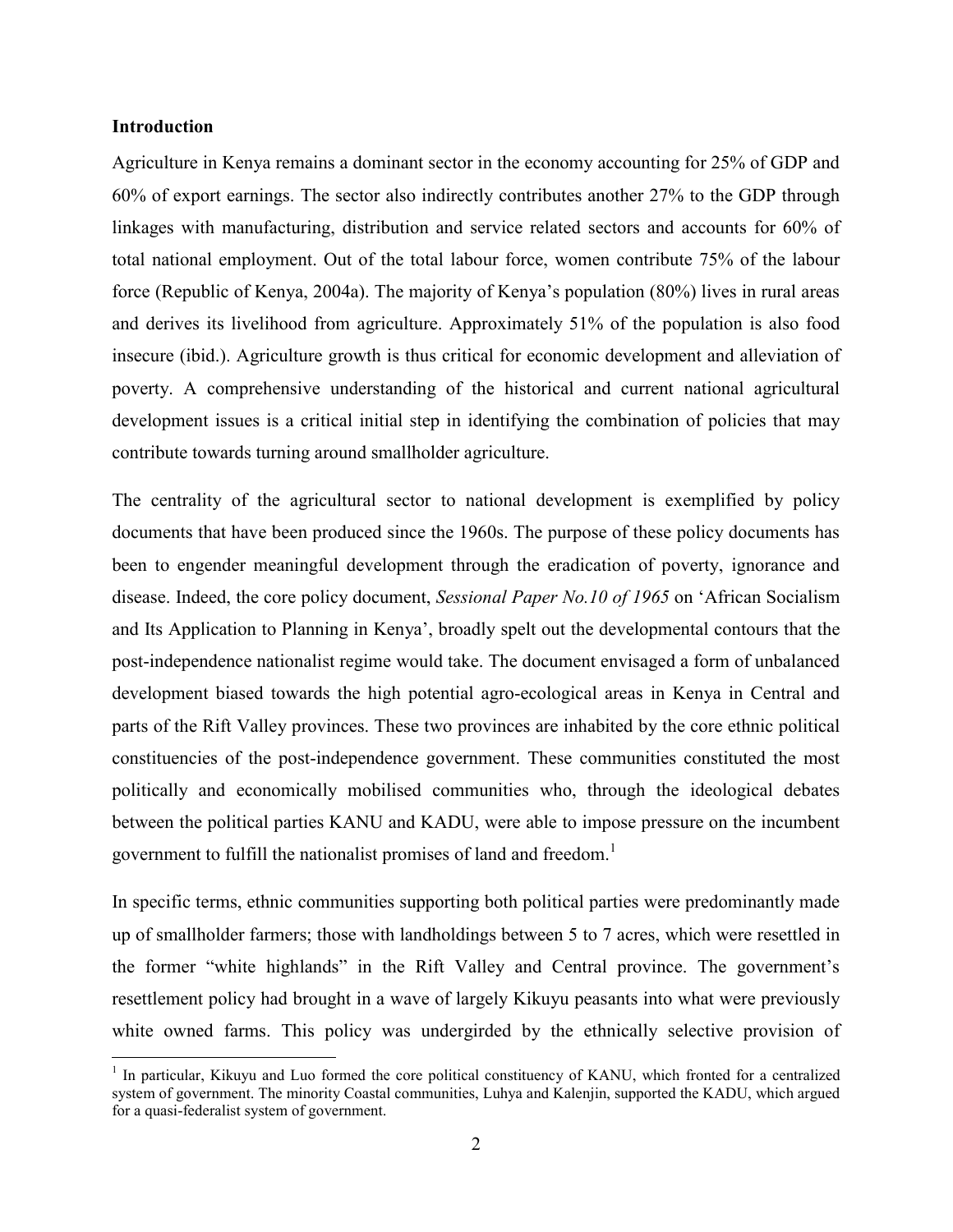## Introduction

Agriculture in Kenya remains a dominant sector in the economy accounting for 25% of GDP and 60% of export earnings. The sector also indirectly contributes another 27% to the GDP through linkages with manufacturing, distribution and service related sectors and accounts for 60% of total national employment. Out of the total labour force, women contribute 75% of the labour force (Republic of Kenya, 2004a). The majority of Kenya's population (80%) lives in rural areas and derives its livelihood from agriculture. Approximately 51% of the population is also food insecure (ibid.). Agriculture growth is thus critical for economic development and alleviation of poverty. A comprehensive understanding of the historical and current national agricultural development issues is a critical initial step in identifying the combination of policies that may contribute towards turning around smallholder agriculture.

The centrality of the agricultural sector to national development is exemplified by policy documents that have been produced since the 1960s. The purpose of these policy documents has been to engender meaningful development through the eradication of poverty, ignorance and disease. Indeed, the core policy document, *Sessional Paper No.10 of 1965* on 'African Socialism and Its Application to Planning in Kenya', broadly spelt out the developmental contours that the post-independence nationalist regime would take. The document envisaged a form of unbalanced development biased towards the high potential agro-ecological areas in Kenya in Central and parts of the Rift Valley provinces. These two provinces are inhabited by the core ethnic political constituencies of the post-independence government. These communities constituted the most politically and economically mobilised communities who, through the ideological debates between the political parties KANU and KADU, were able to impose pressure on the incumbent government to fulfill the nationalist promises of land and freedom.[1]

In specific terms, ethnic communities supporting both political parties were predominantly made up of smallholder farmers; those with landholdings between 5 to 7 acres, which were resettled in the former "white highlands" in the Rift Valley and Central province. The government's resettlement policy had brought in a wave of largely Kikuyu peasants into what were previously white owned farms. This policy was undergirded by the ethnically selective provision of

[1] In particular, Kikuyu and Luo formed the core political constituency of KANU, which fronted for a centralized system of government. The minority Coastal communities, Luhya and Kalenjin, supported the KADU, which argued for a quasi-federalist system of government.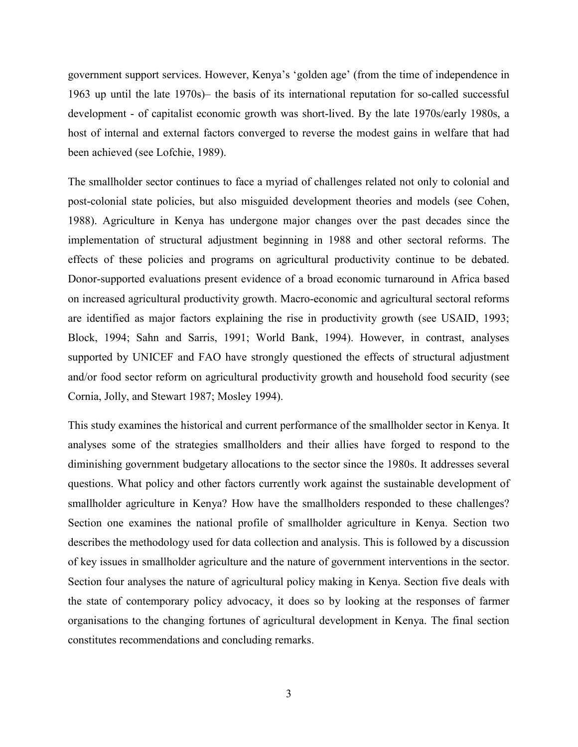government support services. However, Kenya's 'golden age' (from the time of independence in 1963 up until the late 1970s)– the basis of its international reputation for so-called successful development - of capitalist economic growth was short-lived. By the late 1970s/early 1980s, a host of internal and external factors converged to reverse the modest gains in welfare that had been achieved (see Lofchie, 1989).

The smallholder sector continues to face a myriad of challenges related not only to colonial and post-colonial state policies, but also misguided development theories and models (see Cohen, 1988). Agriculture in Kenya has undergone major changes over the past decades since the implementation of structural adjustment beginning in 1988 and other sectoral reforms. The effects of these policies and programs on agricultural productivity continue to be debated. Donor-supported evaluations present evidence of a broad economic turnaround in Africa based on increased agricultural productivity growth. Macro-economic and agricultural sectoral reforms are identified as major factors explaining the rise in productivity growth (see USAID, 1993; Block, 1994; Sahn and Sarris, 1991; World Bank, 1994). However, in contrast, analyses supported by UNICEF and FAO have strongly questioned the effects of structural adjustment and/or food sector reform on agricultural productivity growth and household food security (see Cornia, Jolly, and Stewart 1987; Mosley 1994).

This study examines the historical and current performance of the smallholder sector in Kenya. It analyses some of the strategies smallholders and their allies have forged to respond to the diminishing government budgetary allocations to the sector since the 1980s. It addresses several questions. What policy and other factors currently work against the sustainable development of smallholder agriculture in Kenya? How have the smallholders responded to these challenges? Section one examines the national profile of smallholder agriculture in Kenya. Section two describes the methodology used for data collection and analysis. This is followed by a discussion of key issues in smallholder agriculture and the nature of government interventions in the sector. Section four analyses the nature of agricultural policy making in Kenya. Section five deals with the state of contemporary policy advocacy, it does so by looking at the responses of farmer organisations to the changing fortunes of agricultural development in Kenya. The final section constitutes recommendations and concluding remarks.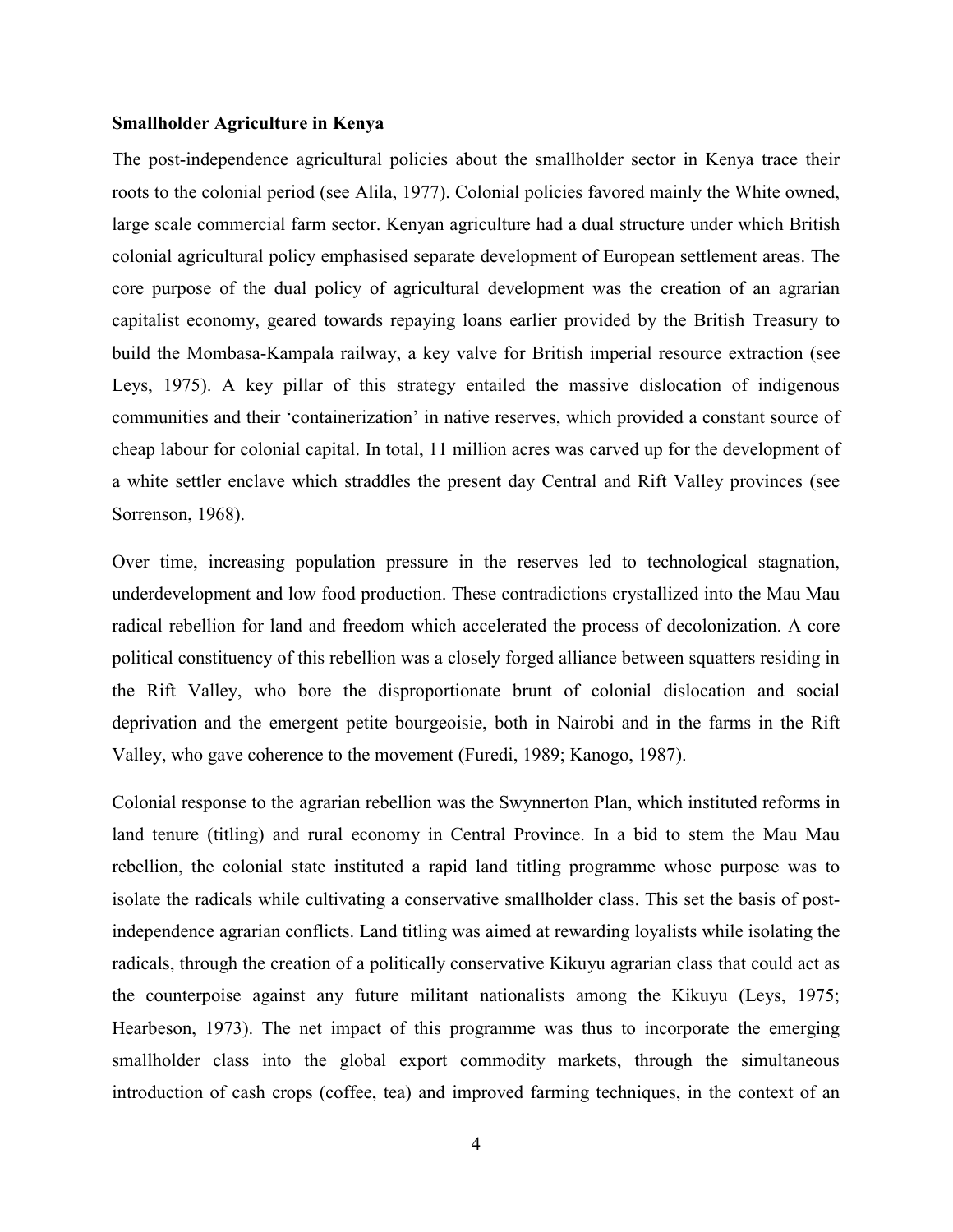**Smallholder Agriculture in Kenya**

The post-independence agricultural policies about the smallholder sector in Kenya trace their roots to the colonial period (see Alila, 1977). Colonial policies favored mainly the White owned, large scale commercial farm sector. Kenyan agriculture had a dual structure under which British colonial agricultural policy emphasised separate development of European settlement areas. The core purpose of the dual policy of agricultural development was the creation of an agrarian capitalist economy, geared towards repaying loans earlier provided by the British Treasury to build the Mombasa-Kampala railway, a key valve for British imperial resource extraction (see Leys, 1975). A key pillar of this strategy entailed the massive dislocation of indigenous communities and their 'containerization' in native reserves, which provided a constant source of cheap labour for colonial capital. In total, 11 million acres was carved up for the development of a white settler enclave which straddles the present day Central and Rift Valley provinces (see Sorrenson, 1968).

Over time, increasing population pressure in the reserves led to technological stagnation, underdevelopment and low food production. These contradictions crystallized into the Mau Mau radical rebellion for land and freedom which accelerated the process of decolonization. A core political constituency of this rebellion was a closely forged alliance between squatters residing in the Rift Valley, who bore the disproportionate brunt of colonial dislocation and social deprivation and the emergent petite bourgeoisie, both in Nairobi and in the farms in the Rift Valley, who gave coherence to the movement (Furedi, 1989; Kanogo, 1987).

Colonial response to the agrarian rebellion was the Swynnerton Plan, which instituted reforms in land tenure (titling) and rural economy in Central Province. In a bid to stem the Mau Mau rebellion, the colonial state instituted a rapid land titling programme whose purpose was to isolate the radicals while cultivating a conservative smallholder class. This set the basis of post-independence agrarian conflicts. Land titling was aimed at rewarding loyalists while isolating the radicals, through the creation of a politically conservative Kikuyu agrarian class that could act as the counterpoise against any future militant nationalists among the Kikuyu (Leys, 1975; Hearbeson, 1973). The net impact of this programme was thus to incorporate the emerging smallholder class into the global export commodity markets, through the simultaneous introduction of cash crops (coffee, tea) and improved farming techniques, in the context of an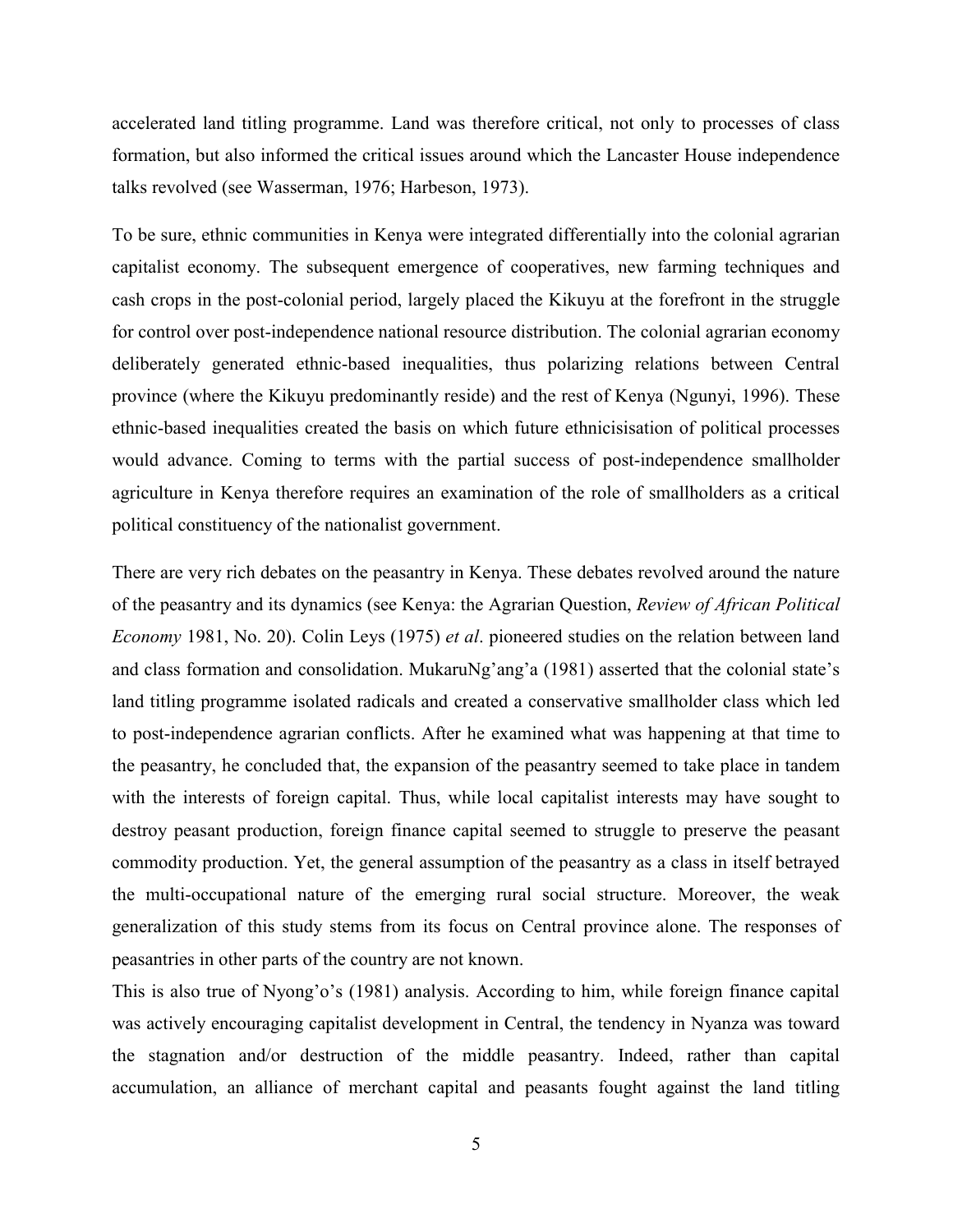accelerated land titling programme. Land was therefore critical, not only to processes of class formation, but also informed the critical issues around which the Lancaster House independence talks revolved (see Wasserman, 1976; Harbeson, 1973).

To be sure, ethnic communities in Kenya were integrated differentially into the colonial agrarian capitalist economy. The subsequent emergence of cooperatives, new farming techniques and cash crops in the post-colonial period, largely placed the Kikuyu at the forefront in the struggle for control over post-independence national resource distribution. The colonial agrarian economy deliberately generated ethnic-based inequalities, thus polarizing relations between Central province (where the Kikuyu predominantly reside) and the rest of Kenya (Ngunyi, 1996). These ethnic-based inequalities created the basis on which future ethnicisisation of political processes would advance. Coming to terms with the partial success of post-independence smallholder agriculture in Kenya therefore requires an examination of the role of smallholders as a critical political constituency of the nationalist government.

There are very rich debates on the peasantry in Kenya. These debates revolved around the nature of the peasantry and its dynamics (see Kenya: the Agrarian Question, *Review of African Political Economy* 1981, No. 20). Colin Leys (1975) *et al*. pioneered studies on the relation between land and class formation and consolidation. MukaruNg'ang'a (1981) asserted that the colonial state's land titling programme isolated radicals and created a conservative smallholder class which led to post-independence agrarian conflicts. After he examined what was happening at that time to the peasantry, he concluded that, the expansion of the peasantry seemed to take place in tandem with the interests of foreign capital. Thus, while local capitalist interests may have sought to destroy peasant production, foreign finance capital seemed to struggle to preserve the peasant commodity production. Yet, the general assumption of the peasantry as a class in itself betrayed the multi-occupational nature of the emerging rural social structure. Moreover, the weak generalization of this study stems from its focus on Central province alone. The responses of peasantries in other parts of the country are not known.

This is also true of Nyong'o's (1981) analysis. According to him, while foreign finance capital was actively encouraging capitalist development in Central, the tendency in Nyanza was toward the stagnation and/or destruction of the middle peasantry. Indeed, rather than capital accumulation, an alliance of merchant capital and peasants fought against the land titling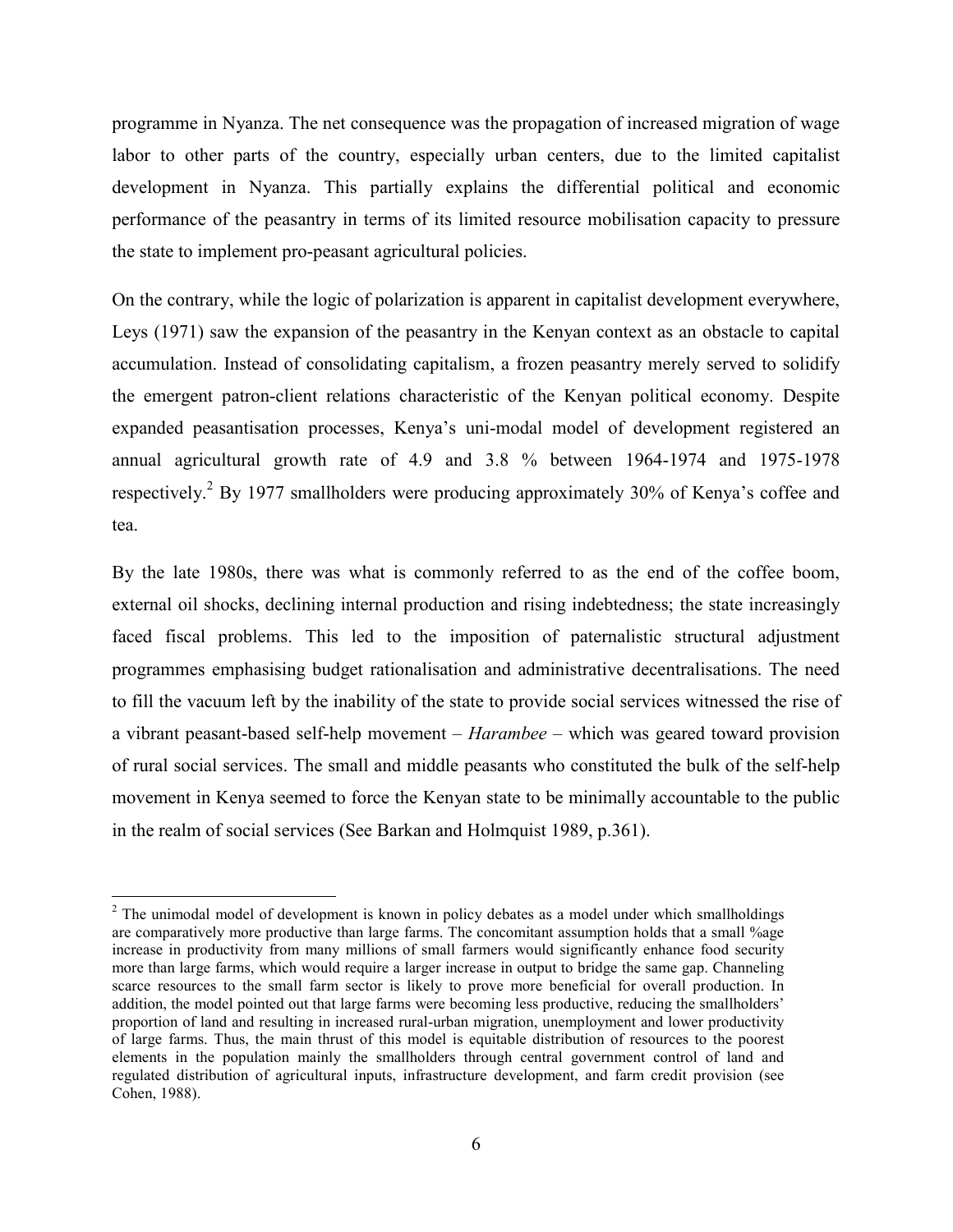programme in Nyanza. The net consequence was the propagation of increased migration of wage labor to other parts of the country, especially urban centers, due to the limited capitalist development in Nyanza. This partially explains the differential political and economic performance of the peasantry in terms of its limited resource mobilisation capacity to pressure the state to implement pro-peasant agricultural policies.

On the contrary, while the logic of polarization is apparent in capitalist development everywhere, Leys (1971) saw the expansion of the peasantry in the Kenyan context as an obstacle to capital accumulation. Instead of consolidating capitalism, a frozen peasantry merely served to solidify the emergent patron-client relations characteristic of the Kenyan political economy. Despite expanded peasantisation processes, Kenya's uni-modal model of development registered an annual agricultural growth rate of 4.9 and 3.8 % between 1964-1974 and 1975-1978 respectively.[2] By 1977 smallholders were producing approximately 30% of Kenya's coffee and tea.

By the late 1980s, there was what is commonly referred to as the end of the coffee boom, external oil shocks, declining internal production and rising indebtedness; the state increasingly faced fiscal problems. This led to the imposition of paternalistic structural adjustment programmes emphasising budget rationalisation and administrative decentralisations. The need to fill the vacuum left by the inability of the state to provide social services witnessed the rise of a vibrant peasant-based self-help movement – *Harambee* – which was geared toward provision of rural social services. The small and middle peasants who constituted the bulk of the self-help movement in Kenya seemed to force the Kenyan state to be minimally accountable to the public in the realm of social services (See Barkan and Holmquist 1989, p.361).

---

[2] The unimodal model of development is known in policy debates as a model under which smallholdings are comparatively more productive than large farms. The concomitant assumption holds that a small %age increase in productivity from many millions of small farmers would significantly enhance food security more than large farms, which would require a larger increase in output to bridge the same gap. Channeling scarce resources to the small farm sector is likely to prove more beneficial for overall production. In addition, the model pointed out that large farms were becoming less productive, reducing the smallholders' proportion of land and resulting in increased rural-urban migration, unemployment and lower productivity of large farms. Thus, the main thrust of this model is equitable distribution of resources to the poorest elements in the population mainly the smallholders through central government control of land and regulated distribution of agricultural inputs, infrastructure development, and farm credit provision (see Cohen, 1988).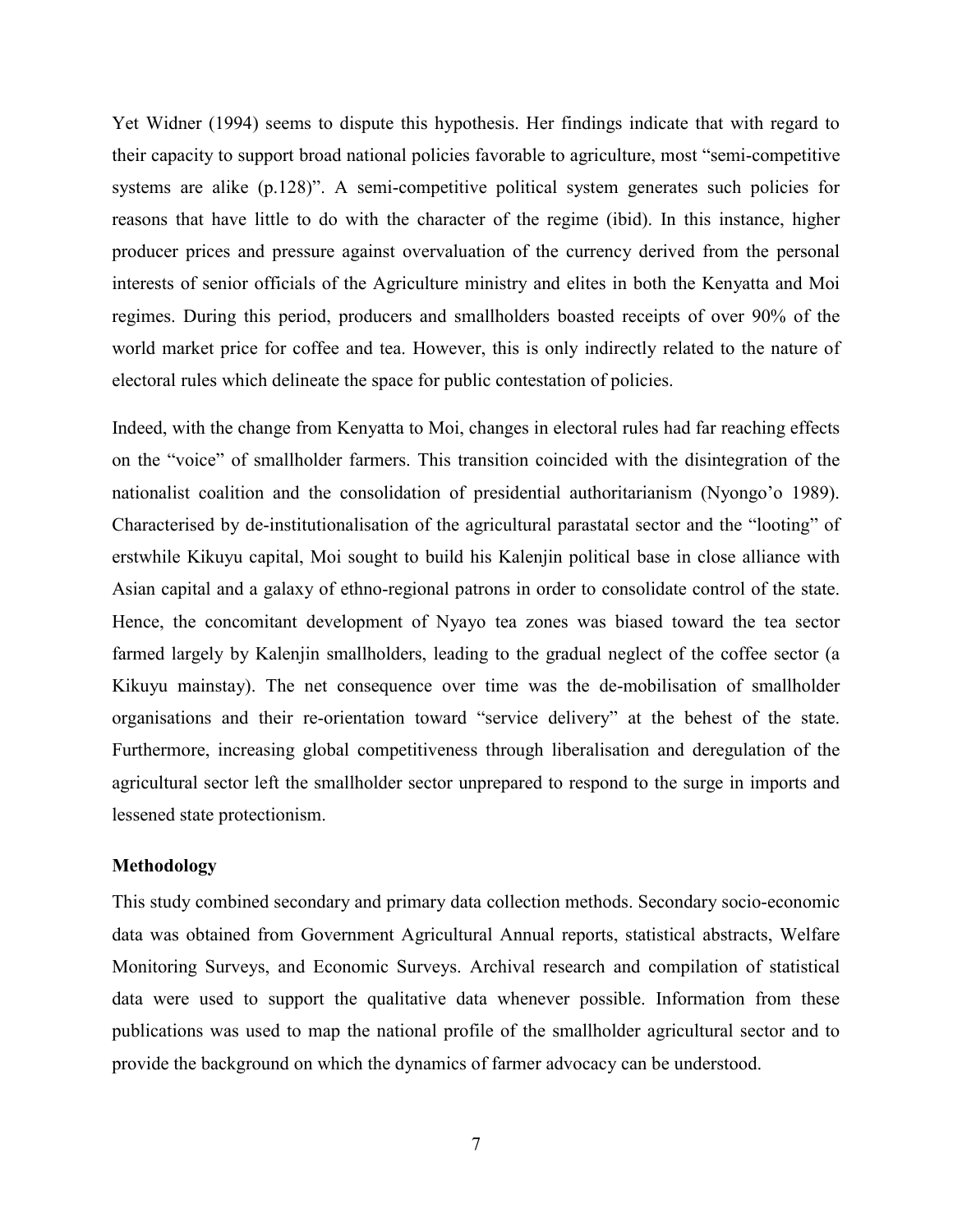Yet Widner (1994) seems to dispute this hypothesis. Her findings indicate that with regard to their capacity to support broad national policies favorable to agriculture, most "semi-competitive systems are alike (p.128)". A semi-competitive political system generates such policies for reasons that have little to do with the character of the regime (ibid). In this instance, higher producer prices and pressure against overvaluation of the currency derived from the personal interests of senior officials of the Agriculture ministry and elites in both the Kenyatta and Moi regimes. During this period, producers and smallholders boasted receipts of over 90% of the world market price for coffee and tea. However, this is only indirectly related to the nature of electoral rules which delineate the space for public contestation of policies.

Indeed, with the change from Kenyatta to Moi, changes in electoral rules had far reaching effects on the "voice" of smallholder farmers. This transition coincided with the disintegration of the nationalist coalition and the consolidation of presidential authoritarianism (Nyongo'o 1989). Characterised by de-institutionalisation of the agricultural parastatal sector and the "looting" of erstwhile Kikuyu capital, Moi sought to build his Kalenjin political base in close alliance with Asian capital and a galaxy of ethno-regional patrons in order to consolidate control of the state. Hence, the concomitant development of Nyayo tea zones was biased toward the tea sector farmed largely by Kalenjin smallholders, leading to the gradual neglect of the coffee sector (a Kikuyu mainstay). The net consequence over time was the de-mobilisation of smallholder organisations and their re-orientation toward "service delivery" at the behest of the state. Furthermore, increasing global competitiveness through liberalisation and deregulation of the agricultural sector left the smallholder sector unprepared to respond to the surge in imports and lessened state protectionism.

**Methodology**

This study combined secondary and primary data collection methods. Secondary socio-economic data was obtained from Government Agricultural Annual reports, statistical abstracts, Welfare Monitoring Surveys, and Economic Surveys. Archival research and compilation of statistical data were used to support the qualitative data whenever possible. Information from these publications was used to map the national profile of the smallholder agricultural sector and to provide the background on which the dynamics of farmer advocacy can be understood.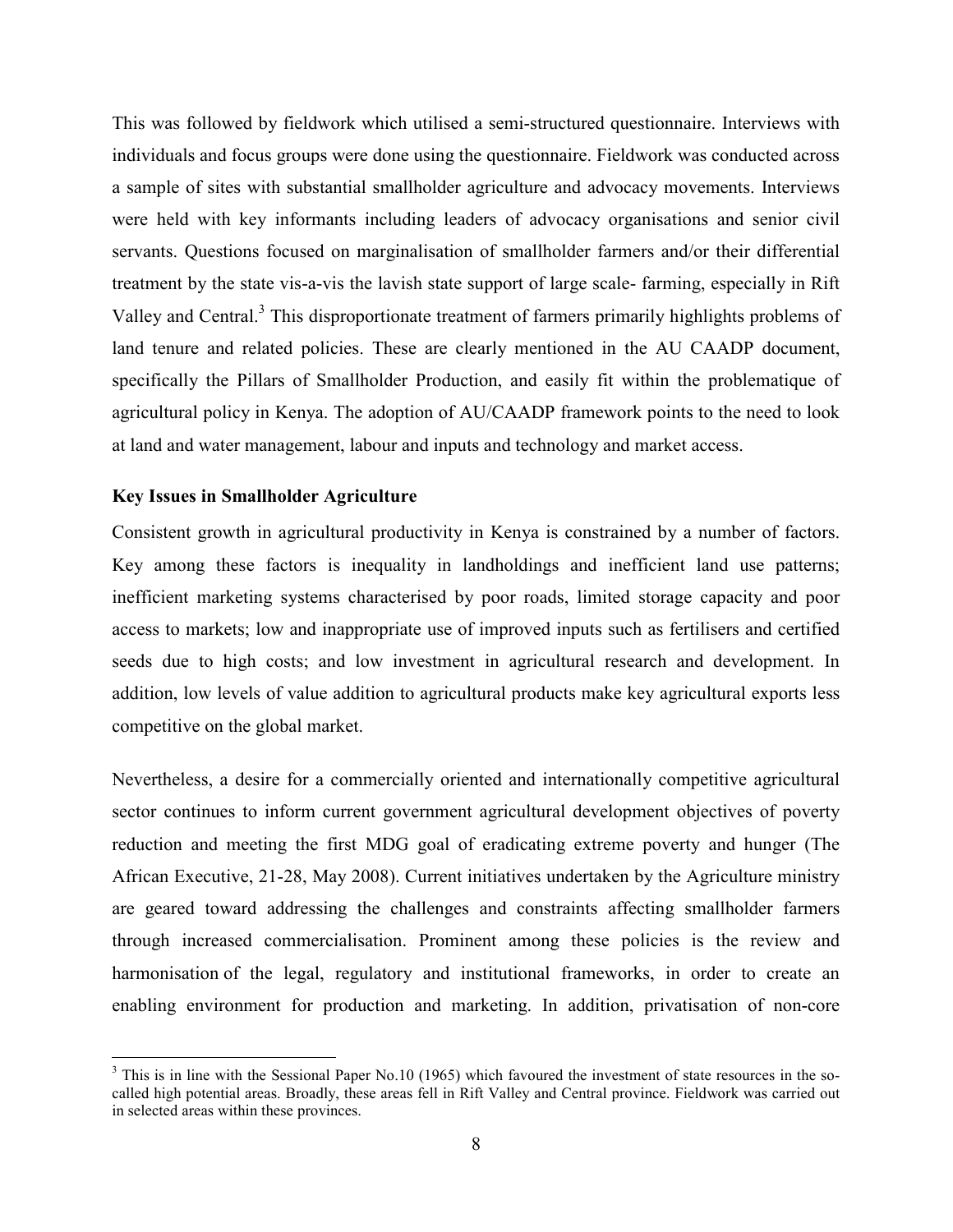This was followed by fieldwork which utilised a semi-structured questionnaire. Interviews with individuals and focus groups were done using the questionnaire. Fieldwork was conducted across a sample of sites with substantial smallholder agriculture and advocacy movements. Interviews were held with key informants including leaders of advocacy organisations and senior civil servants. Questions focused on marginalisation of smallholder farmers and/or their differential treatment by the state vis-a-vis the lavish state support of large scale- farming, especially in Rift Valley and Central.[3] This disproportionate treatment of farmers primarily highlights problems of land tenure and related policies. These are clearly mentioned in the AU CAADP document, specifically the Pillars of Smallholder Production, and easily fit within the problematique of agricultural policy in Kenya. The adoption of AU/CAADP framework points to the need to look at land and water management, labour and inputs and technology and market access.

**Key Issues in Smallholder Agriculture**

Consistent growth in agricultural productivity in Kenya is constrained by a number of factors. Key among these factors is inequality in landholdings and inefficient land use patterns; inefficient marketing systems characterised by poor roads, limited storage capacity and poor access to markets; low and inappropriate use of improved inputs such as fertilisers and certified seeds due to high costs; and low investment in agricultural research and development. In addition, low levels of value addition to agricultural products make key agricultural exports less competitive on the global market.

Nevertheless, a desire for a commercially oriented and internationally competitive agricultural sector continues to inform current government agricultural development objectives of poverty reduction and meeting the first MDG goal of eradicating extreme poverty and hunger (The African Executive, 21-28, May 2008). Current initiatives undertaken by the Agriculture ministry are geared toward addressing the challenges and constraints affecting smallholder farmers through increased commercialisation. Prominent among these policies is the review and harmonisation of the legal, regulatory and institutional frameworks, in order to create an enabling environment for production and marketing. In addition, privatisation of non-core

[3] This is in line with the Sessional Paper No.10 (1965) which favoured the investment of state resources in the so-called high potential areas. Broadly, these areas fell in Rift Valley and Central province. Fieldwork was carried out in selected areas within these provinces.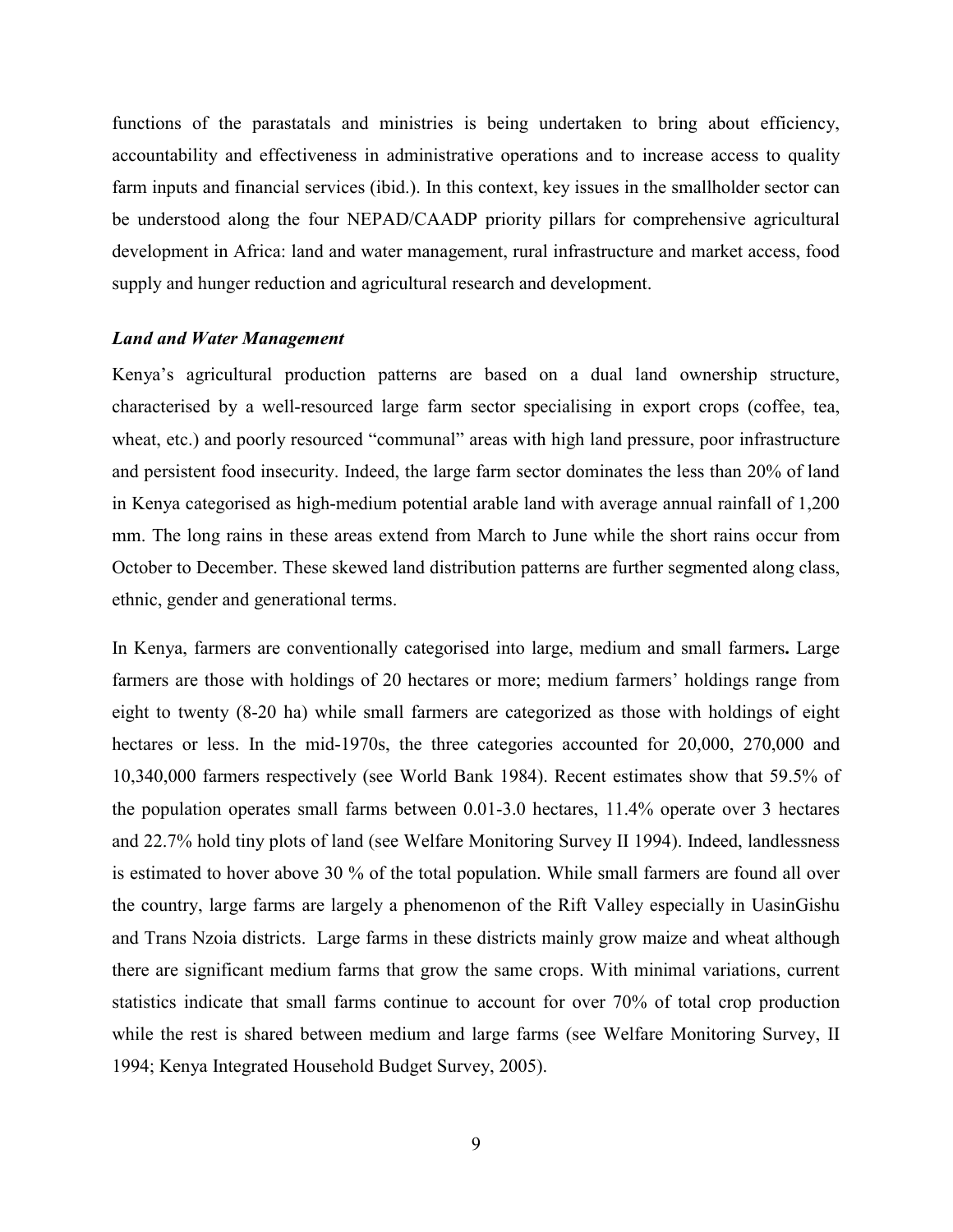functions of the parastatals and ministries is being undertaken to bring about efficiency, accountability and effectiveness in administrative operations and to increase access to quality farm inputs and financial services (ibid.). In this context, key issues in the smallholder sector can be understood along the four NEPAD/CAADP priority pillars for comprehensive agricultural development in Africa: land and water management, rural infrastructure and market access, food supply and hunger reduction and agricultural research and development.

***Land and Water Management***

Kenya's agricultural production patterns are based on a dual land ownership structure, characterised by a well-resourced large farm sector specialising in export crops (coffee, tea, wheat, etc.) and poorly resourced "communal" areas with high land pressure, poor infrastructure and persistent food insecurity. Indeed, the large farm sector dominates the less than 20% of land in Kenya categorised as high-medium potential arable land with average annual rainfall of 1,200 mm. The long rains in these areas extend from March to June while the short rains occur from October to December. These skewed land distribution patterns are further segmented along class, ethnic, gender and generational terms.

In Kenya, farmers are conventionally categorised into large, medium and small farmers**.** Large farmers are those with holdings of 20 hectares or more; medium farmers' holdings range from eight to twenty (8-20 ha) while small farmers are categorized as those with holdings of eight hectares or less. In the mid-1970s, the three categories accounted for 20,000, 270,000 and 10,340,000 farmers respectively (see World Bank 1984). Recent estimates show that 59.5% of the population operates small farms between 0.01-3.0 hectares, 11.4% operate over 3 hectares and 22.7% hold tiny plots of land (see Welfare Monitoring Survey II 1994). Indeed, landlessness is estimated to hover above 30 % of the total population. While small farmers are found all over the country, large farms are largely a phenomenon of the Rift Valley especially in UasinGishu and Trans Nzoia districts. Large farms in these districts mainly grow maize and wheat although there are significant medium farms that grow the same crops. With minimal variations, current statistics indicate that small farms continue to account for over 70% of total crop production while the rest is shared between medium and large farms (see Welfare Monitoring Survey, II 1994; Kenya Integrated Household Budget Survey, 2005).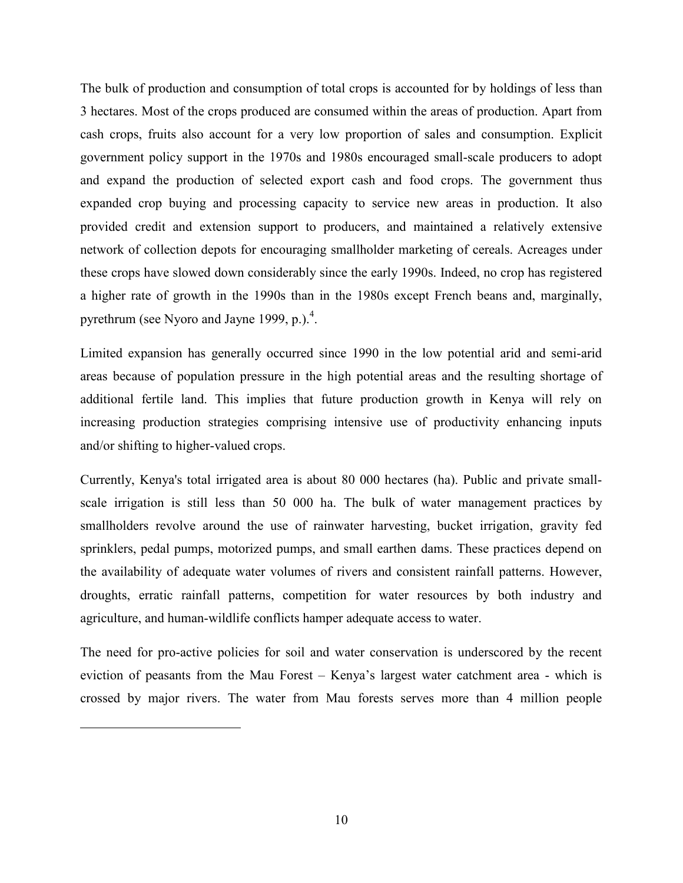The bulk of production and consumption of total crops is accounted for by holdings of less than 3 hectares. Most of the crops produced are consumed within the areas of production. Apart from cash crops, fruits also account for a very low proportion of sales and consumption. Explicit government policy support in the 1970s and 1980s encouraged small-scale producers to adopt and expand the production of selected export cash and food crops. The government thus expanded crop buying and processing capacity to service new areas in production. It also provided credit and extension support to producers, and maintained a relatively extensive network of collection depots for encouraging smallholder marketing of cereals. Acreages under these crops have slowed down considerably since the early 1990s. Indeed, no crop has registered a higher rate of growth in the 1990s than in the 1980s except French beans and, marginally, pyrethrum (see Nyoro and Jayne 1999, p.).[4].

Limited expansion has generally occurred since 1990 in the low potential arid and semi-arid areas because of population pressure in the high potential areas and the resulting shortage of additional fertile land. This implies that future production growth in Kenya will rely on increasing production strategies comprising intensive use of productivity enhancing inputs and/or shifting to higher-valued crops.

Currently, Kenya's total irrigated area is about 80 000 hectares (ha). Public and private small-scale irrigation is still less than 50 000 ha. The bulk of water management practices by smallholders revolve around the use of rainwater harvesting, bucket irrigation, gravity fed sprinklers, pedal pumps, motorized pumps, and small earthen dams. These practices depend on the availability of adequate water volumes of rivers and consistent rainfall patterns. However, droughts, erratic rainfall patterns, competition for water resources by both industry and agriculture, and human-wildlife conflicts hamper adequate access to water.

The need for pro-active policies for soil and water conservation is underscored by the recent eviction of peasants from the Mau Forest – Kenya's largest water catchment area - which is crossed by major rivers. The water from Mau forests serves more than 4 million people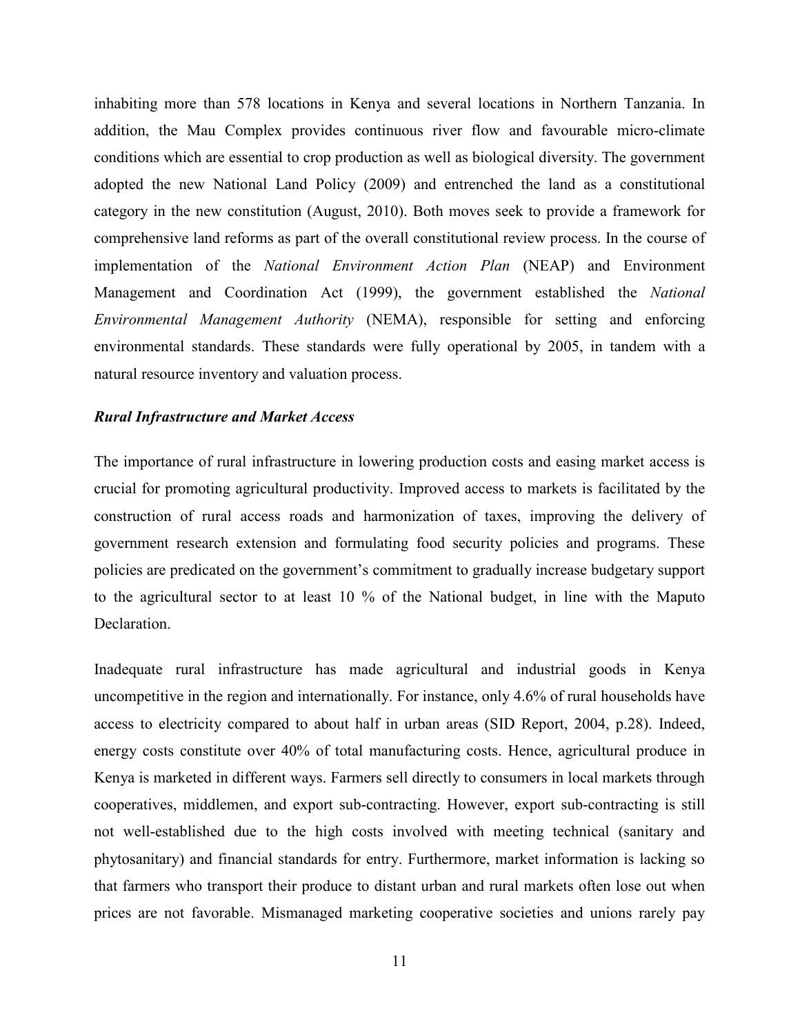inhabiting more than 578 locations in Kenya and several locations in Northern Tanzania. In addition, the Mau Complex provides continuous river flow and favourable micro-climate conditions which are essential to crop production as well as biological diversity. The government adopted the new National Land Policy (2009) and entrenched the land as a constitutional category in the new constitution (August, 2010). Both moves seek to provide a framework for comprehensive land reforms as part of the overall constitutional review process. In the course of implementation of the *National Environment Action Plan* (NEAP) and Environment Management and Coordination Act (1999), the government established the *National Environmental Management Authority* (NEMA), responsible for setting and enforcing environmental standards. These standards were fully operational by 2005, in tandem with a natural resource inventory and valuation process.

***Rural Infrastructure and Market Access***

The importance of rural infrastructure in lowering production costs and easing market access is crucial for promoting agricultural productivity. Improved access to markets is facilitated by the construction of rural access roads and harmonization of taxes, improving the delivery of government research extension and formulating food security policies and programs. These policies are predicated on the government's commitment to gradually increase budgetary support to the agricultural sector to at least 10 % of the National budget, in line with the Maputo Declaration.

Inadequate rural infrastructure has made agricultural and industrial goods in Kenya uncompetitive in the region and internationally. For instance, only 4.6% of rural households have access to electricity compared to about half in urban areas (SID Report, 2004, p.28). Indeed, energy costs constitute over 40% of total manufacturing costs. Hence, agricultural produce in Kenya is marketed in different ways. Farmers sell directly to consumers in local markets through cooperatives, middlemen, and export sub-contracting. However, export sub-contracting is still not well-established due to the high costs involved with meeting technical (sanitary and phytosanitary) and financial standards for entry. Furthermore, market information is lacking so that farmers who transport their produce to distant urban and rural markets often lose out when prices are not favorable. Mismanaged marketing cooperative societies and unions rarely pay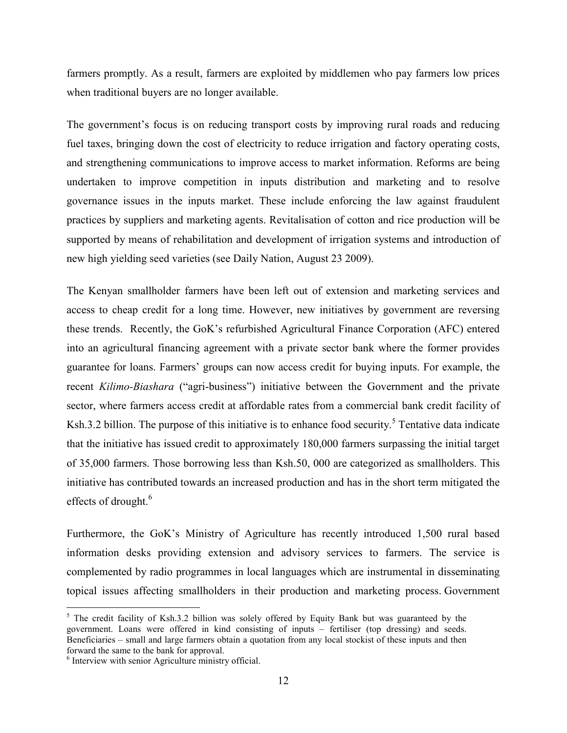farmers promptly. As a result, farmers are exploited by middlemen who pay farmers low prices when traditional buyers are no longer available.

The government's focus is on reducing transport costs by improving rural roads and reducing fuel taxes, bringing down the cost of electricity to reduce irrigation and factory operating costs, and strengthening communications to improve access to market information. Reforms are being undertaken to improve competition in inputs distribution and marketing and to resolve governance issues in the inputs market. These include enforcing the law against fraudulent practices by suppliers and marketing agents. Revitalisation of cotton and rice production will be supported by means of rehabilitation and development of irrigation systems and introduction of new high yielding seed varieties (see Daily Nation, August 23 2009).

The Kenyan smallholder farmers have been left out of extension and marketing services and access to cheap credit for a long time. However, new initiatives by government are reversing these trends. Recently, the GoK's refurbished Agricultural Finance Corporation (AFC) entered into an agricultural financing agreement with a private sector bank where the former provides guarantee for loans. Farmers' groups can now access credit for buying inputs. For example, the recent *Kilimo-Biashara* ("agri-business") initiative between the Government and the private sector, where farmers access credit at affordable rates from a commercial bank credit facility of Ksh.3.2 billion. The purpose of this initiative is to enhance food security.[5] Tentative data indicate that the initiative has issued credit to approximately 180,000 farmers surpassing the initial target of 35,000 farmers. Those borrowing less than Ksh.50, 000 are categorized as smallholders. This initiative has contributed towards an increased production and has in the short term mitigated the effects of drought.[6]

Furthermore, the GoK's Ministry of Agriculture has recently introduced 1,500 rural based information desks providing extension and advisory services to farmers. The service is complemented by radio programmes in local languages which are instrumental in disseminating topical issues affecting smallholders in their production and marketing process. Government

---

[5] The credit facility of Ksh.3.2 billion was solely offered by Equity Bank but was guaranteed by the government. Loans were offered in kind consisting of inputs – fertiliser (top dressing) and seeds. Beneficiaries – small and large farmers obtain a quotation from any local stockist of these inputs and then forward the same to the bank for approval.

[6] Interview with senior Agriculture ministry official.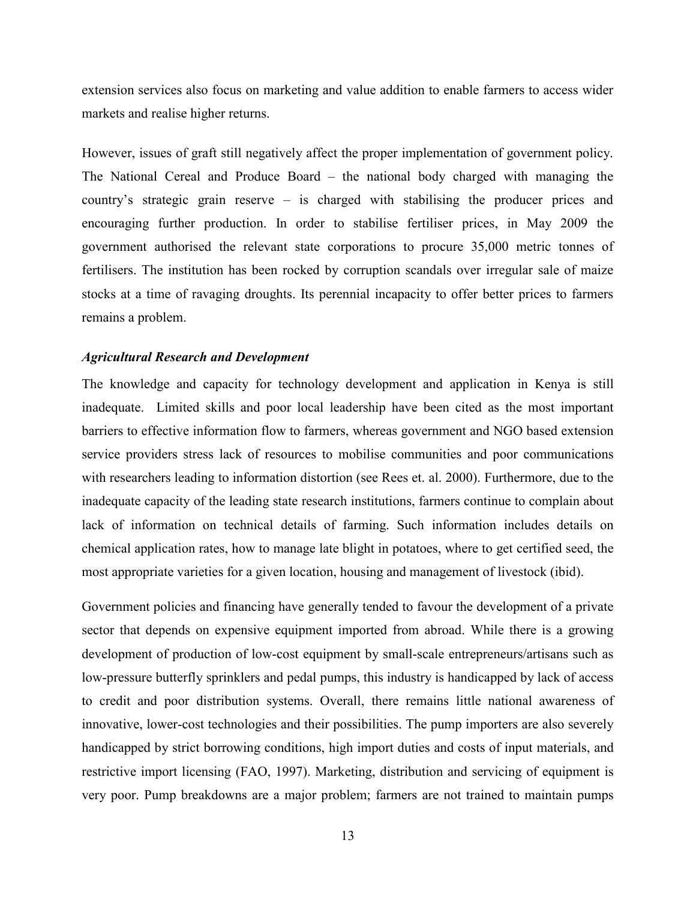extension services also focus on marketing and value addition to enable farmers to access wider markets and realise higher returns.

However, issues of graft still negatively affect the proper implementation of government policy. The National Cereal and Produce Board – the national body charged with managing the country's strategic grain reserve – is charged with stabilising the producer prices and encouraging further production. In order to stabilise fertiliser prices, in May 2009 the government authorised the relevant state corporations to procure 35,000 metric tonnes of fertilisers. The institution has been rocked by corruption scandals over irregular sale of maize stocks at a time of ravaging droughts. Its perennial incapacity to offer better prices to farmers remains a problem.

***Agricultural Research and Development***

The knowledge and capacity for technology development and application in Kenya is still inadequate. Limited skills and poor local leadership have been cited as the most important barriers to effective information flow to farmers, whereas government and NGO based extension service providers stress lack of resources to mobilise communities and poor communications with researchers leading to information distortion (see Rees et. al. 2000). Furthermore, due to the inadequate capacity of the leading state research institutions, farmers continue to complain about lack of information on technical details of farming. Such information includes details on chemical application rates, how to manage late blight in potatoes, where to get certified seed, the most appropriate varieties for a given location, housing and management of livestock (ibid).

Government policies and financing have generally tended to favour the development of a private sector that depends on expensive equipment imported from abroad. While there is a growing development of production of low-cost equipment by small-scale entrepreneurs/artisans such as low-pressure butterfly sprinklers and pedal pumps, this industry is handicapped by lack of access to credit and poor distribution systems. Overall, there remains little national awareness of innovative, lower-cost technologies and their possibilities. The pump importers are also severely handicapped by strict borrowing conditions, high import duties and costs of input materials, and restrictive import licensing (FAO, 1997). Marketing, distribution and servicing of equipment is very poor. Pump breakdowns are a major problem; farmers are not trained to maintain pumps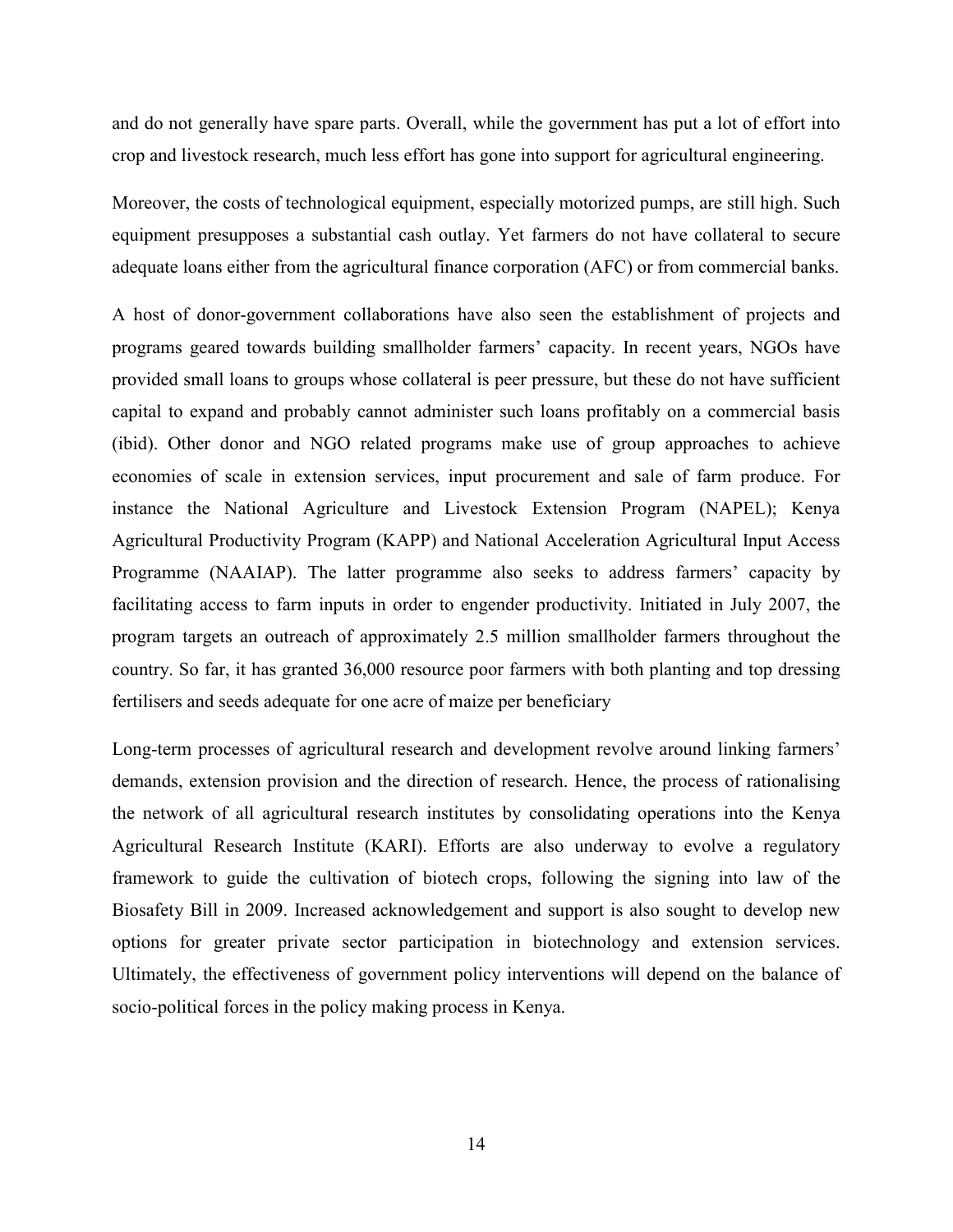and do not generally have spare parts. Overall, while the government has put a lot of effort into crop and livestock research, much less effort has gone into support for agricultural engineering.

Moreover, the costs of technological equipment, especially motorized pumps, are still high. Such equipment presupposes a substantial cash outlay. Yet farmers do not have collateral to secure adequate loans either from the agricultural finance corporation (AFC) or from commercial banks.

A host of donor-government collaborations have also seen the establishment of projects and programs geared towards building smallholder farmers' capacity. In recent years, NGOs have provided small loans to groups whose collateral is peer pressure, but these do not have sufficient capital to expand and probably cannot administer such loans profitably on a commercial basis (ibid). Other donor and NGO related programs make use of group approaches to achieve economies of scale in extension services, input procurement and sale of farm produce. For instance the National Agriculture and Livestock Extension Program (NAPEL); Kenya Agricultural Productivity Program (KAPP) and National Acceleration Agricultural Input Access Programme (NAAIAP). The latter programme also seeks to address farmers' capacity by facilitating access to farm inputs in order to engender productivity. Initiated in July 2007, the program targets an outreach of approximately 2.5 million smallholder farmers throughout the country. So far, it has granted 36,000 resource poor farmers with both planting and top dressing fertilisers and seeds adequate for one acre of maize per beneficiary

Long-term processes of agricultural research and development revolve around linking farmers' demands, extension provision and the direction of research. Hence, the process of rationalising the network of all agricultural research institutes by consolidating operations into the Kenya Agricultural Research Institute (KARI). Efforts are also underway to evolve a regulatory framework to guide the cultivation of biotech crops, following the signing into law of the Biosafety Bill in 2009. Increased acknowledgement and support is also sought to develop new options for greater private sector participation in biotechnology and extension services. Ultimately, the effectiveness of government policy interventions will depend on the balance of socio-political forces in the policy making process in Kenya.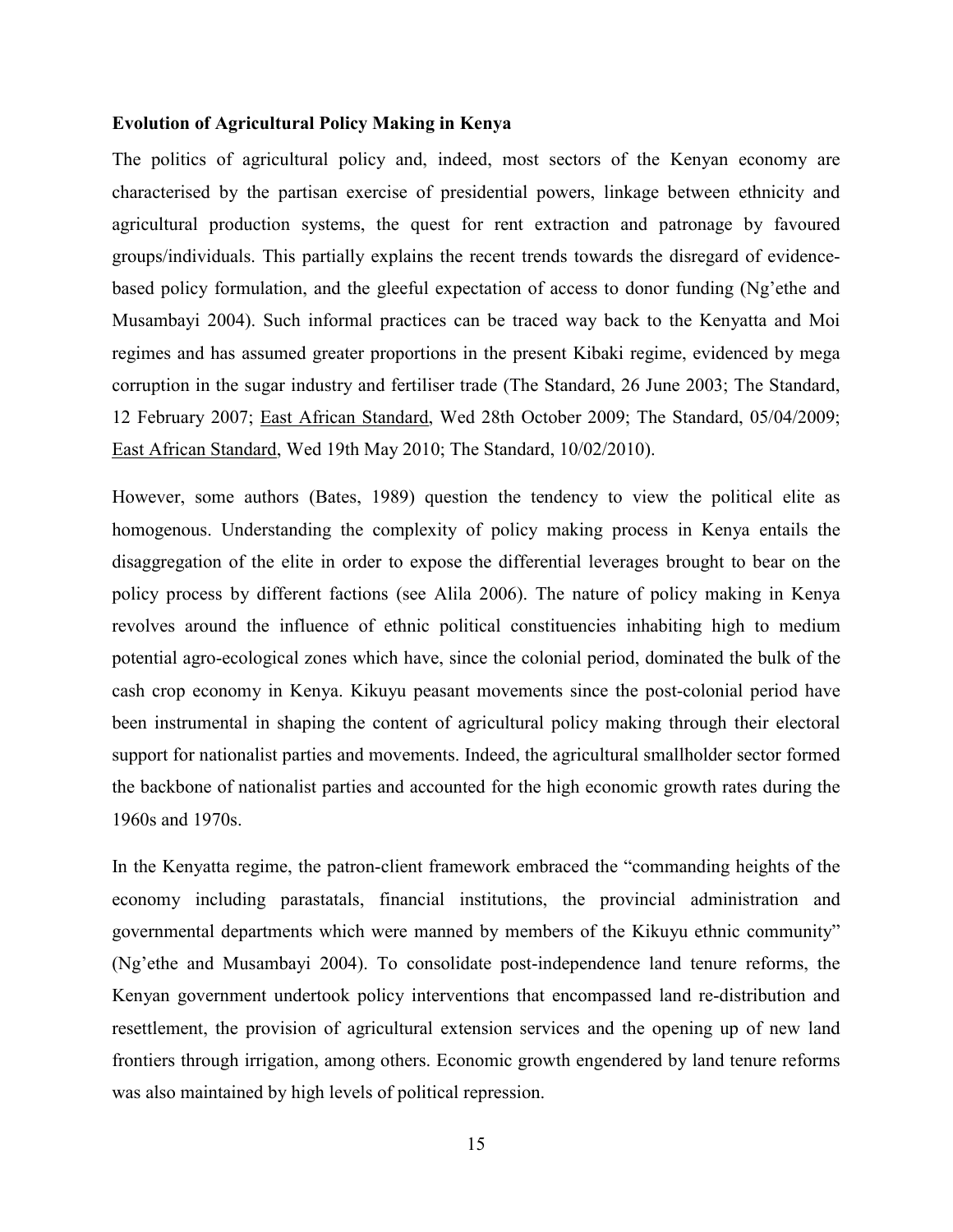**Evolution of Agricultural Policy Making in Kenya**

The politics of agricultural policy and, indeed, most sectors of the Kenyan economy are characterised by the partisan exercise of presidential powers, linkage between ethnicity and agricultural production systems, the quest for rent extraction and patronage by favoured groups/individuals. This partially explains the recent trends towards the disregard of evidence-based policy formulation, and the gleeful expectation of access to donor funding (Ng'ethe and Musambayi 2004). Such informal practices can be traced way back to the Kenyatta and Moi regimes and has assumed greater proportions in the present Kibaki regime, evidenced by mega corruption in the sugar industry and fertiliser trade (The Standard, 26 June 2003; The Standard, 12 February 2007; East African Standard, Wed 28th October 2009; The Standard, 05/04/2009; East African Standard, Wed 19th May 2010; The Standard, 10/02/2010).

However, some authors (Bates, 1989) question the tendency to view the political elite as homogenous. Understanding the complexity of policy making process in Kenya entails the disaggregation of the elite in order to expose the differential leverages brought to bear on the policy process by different factions (see Alila 2006). The nature of policy making in Kenya revolves around the influence of ethnic political constituencies inhabiting high to medium potential agro-ecological zones which have, since the colonial period, dominated the bulk of the cash crop economy in Kenya. Kikuyu peasant movements since the post-colonial period have been instrumental in shaping the content of agricultural policy making through their electoral support for nationalist parties and movements. Indeed, the agricultural smallholder sector formed the backbone of nationalist parties and accounted for the high economic growth rates during the 1960s and 1970s.

In the Kenyatta regime, the patron-client framework embraced the "commanding heights of the economy including parastatals, financial institutions, the provincial administration and governmental departments which were manned by members of the Kikuyu ethnic community" (Ng'ethe and Musambayi 2004). To consolidate post-independence land tenure reforms, the Kenyan government undertook policy interventions that encompassed land re-distribution and resettlement, the provision of agricultural extension services and the opening up of new land frontiers through irrigation, among others. Economic growth engendered by land tenure reforms was also maintained by high levels of political repression.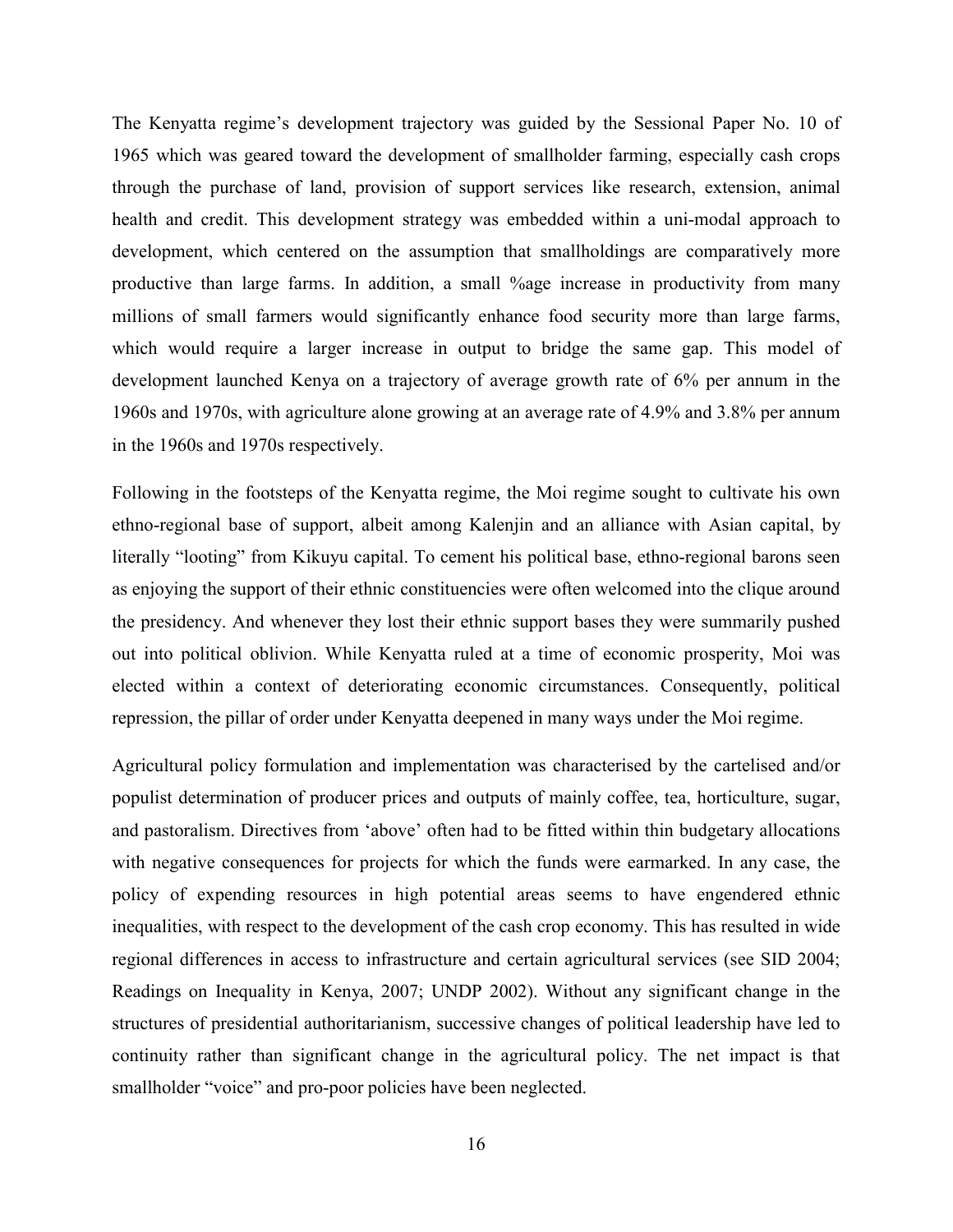The Kenyatta regime's development trajectory was guided by the Sessional Paper No. 10 of 1965 which was geared toward the development of smallholder farming, especially cash crops through the purchase of land, provision of support services like research, extension, animal health and credit. This development strategy was embedded within a uni-modal approach to development, which centered on the assumption that smallholdings are comparatively more productive than large farms. In addition, a small %age increase in productivity from many millions of small farmers would significantly enhance food security more than large farms, which would require a larger increase in output to bridge the same gap. This model of development launched Kenya on a trajectory of average growth rate of 6% per annum in the 1960s and 1970s, with agriculture alone growing at an average rate of 4.9% and 3.8% per annum in the 1960s and 1970s respectively.

Following in the footsteps of the Kenyatta regime, the Moi regime sought to cultivate his own ethno-regional base of support, albeit among Kalenjin and an alliance with Asian capital, by literally "looting" from Kikuyu capital. To cement his political base, ethno-regional barons seen as enjoying the support of their ethnic constituencies were often welcomed into the clique around the presidency. And whenever they lost their ethnic support bases they were summarily pushed out into political oblivion. While Kenyatta ruled at a time of economic prosperity, Moi was elected within a context of deteriorating economic circumstances. Consequently, political repression, the pillar of order under Kenyatta deepened in many ways under the Moi regime.

Agricultural policy formulation and implementation was characterised by the cartelised and/or populist determination of producer prices and outputs of mainly coffee, tea, horticulture, sugar, and pastoralism. Directives from 'above' often had to be fitted within thin budgetary allocations with negative consequences for projects for which the funds were earmarked. In any case, the policy of expending resources in high potential areas seems to have engendered ethnic inequalities, with respect to the development of the cash crop economy. This has resulted in wide regional differences in access to infrastructure and certain agricultural services (see SID 2004; Readings on Inequality in Kenya, 2007; UNDP 2002). Without any significant change in the structures of presidential authoritarianism, successive changes of political leadership have led to continuity rather than significant change in the agricultural policy. The net impact is that smallholder "voice" and pro-poor policies have been neglected.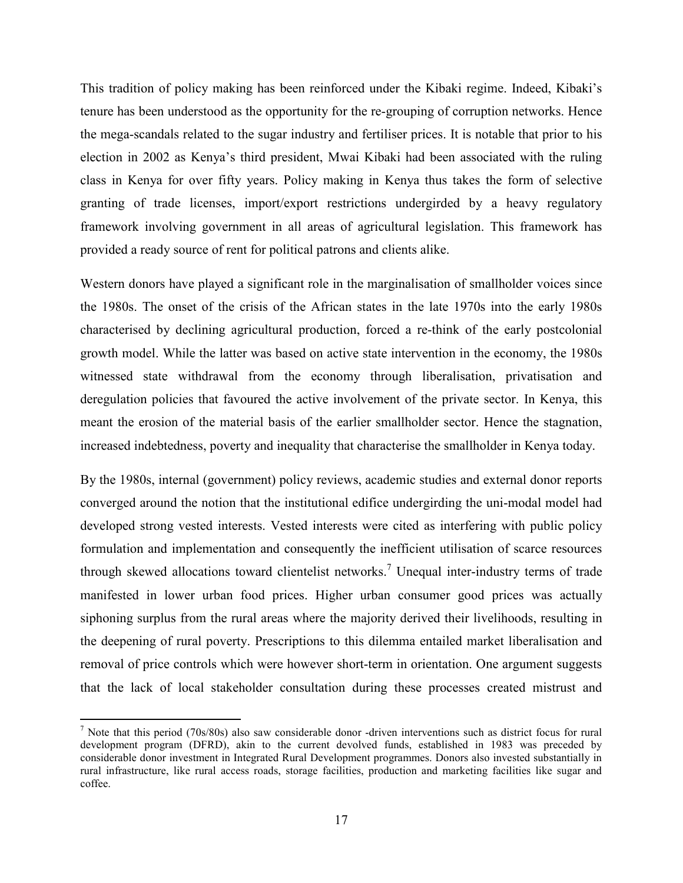This tradition of policy making has been reinforced under the Kibaki regime. Indeed, Kibaki's tenure has been understood as the opportunity for the re-grouping of corruption networks. Hence the mega-scandals related to the sugar industry and fertiliser prices. It is notable that prior to his election in 2002 as Kenya's third president, Mwai Kibaki had been associated with the ruling class in Kenya for over fifty years. Policy making in Kenya thus takes the form of selective granting of trade licenses, import/export restrictions undergirded by a heavy regulatory framework involving government in all areas of agricultural legislation. This framework has provided a ready source of rent for political patrons and clients alike.

Western donors have played a significant role in the marginalisation of smallholder voices since the 1980s. The onset of the crisis of the African states in the late 1970s into the early 1980s characterised by declining agricultural production, forced a re-think of the early postcolonial growth model. While the latter was based on active state intervention in the economy, the 1980s witnessed state withdrawal from the economy through liberalisation, privatisation and deregulation policies that favoured the active involvement of the private sector. In Kenya, this meant the erosion of the material basis of the earlier smallholder sector. Hence the stagnation, increased indebtedness, poverty and inequality that characterise the smallholder in Kenya today.

By the 1980s, internal (government) policy reviews, academic studies and external donor reports converged around the notion that the institutional edifice undergirding the uni-modal model had developed strong vested interests. Vested interests were cited as interfering with public policy formulation and implementation and consequently the inefficient utilisation of scarce resources through skewed allocations toward clientelist networks.[7] Unequal inter-industry terms of trade manifested in lower urban food prices. Higher urban consumer good prices was actually siphoning surplus from the rural areas where the majority derived their livelihoods, resulting in the deepening of rural poverty. Prescriptions to this dilemma entailed market liberalisation and removal of price controls which were however short-term in orientation. One argument suggests that the lack of local stakeholder consultation during these processes created mistrust and

[7] Note that this period (70s/80s) also saw considerable donor -driven interventions such as district focus for rural development program (DFRD), akin to the current devolved funds, established in 1983 was preceded by considerable donor investment in Integrated Rural Development programmes. Donors also invested substantially in rural infrastructure, like rural access roads, storage facilities, production and marketing facilities like sugar and coffee.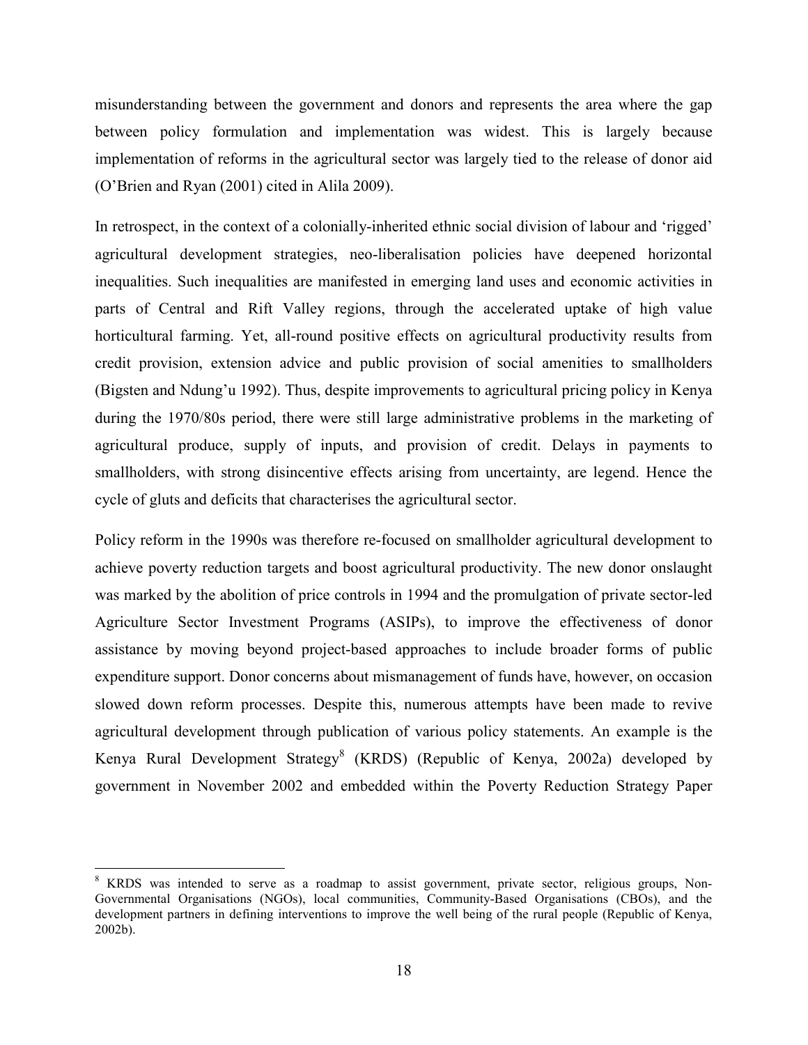misunderstanding between the government and donors and represents the area where the gap between policy formulation and implementation was widest. This is largely because implementation of reforms in the agricultural sector was largely tied to the release of donor aid (O'Brien and Ryan (2001) cited in Alila 2009).

In retrospect, in the context of a colonially-inherited ethnic social division of labour and 'rigged' agricultural development strategies, neo-liberalisation policies have deepened horizontal inequalities. Such inequalities are manifested in emerging land uses and economic activities in parts of Central and Rift Valley regions, through the accelerated uptake of high value horticultural farming. Yet, all-round positive effects on agricultural productivity results from credit provision, extension advice and public provision of social amenities to smallholders (Bigsten and Ndung'u 1992). Thus, despite improvements to agricultural pricing policy in Kenya during the 1970/80s period, there were still large administrative problems in the marketing of agricultural produce, supply of inputs, and provision of credit. Delays in payments to smallholders, with strong disincentive effects arising from uncertainty, are legend. Hence the cycle of gluts and deficits that characterises the agricultural sector.

Policy reform in the 1990s was therefore re-focused on smallholder agricultural development to achieve poverty reduction targets and boost agricultural productivity. The new donor onslaught was marked by the abolition of price controls in 1994 and the promulgation of private sector-led Agriculture Sector Investment Programs (ASIPs), to improve the effectiveness of donor assistance by moving beyond project-based approaches to include broader forms of public expenditure support. Donor concerns about mismanagement of funds have, however, on occasion slowed down reform processes. Despite this, numerous attempts have been made to revive agricultural development through publication of various policy statements. An example is the Kenya Rural Development Strategy[8] (KRDS) (Republic of Kenya, 2002a) developed by government in November 2002 and embedded within the Poverty Reduction Strategy Paper

[8] KRDS was intended to serve as a roadmap to assist government, private sector, religious groups, Non-Governmental Organisations (NGOs), local communities, Community-Based Organisations (CBOs), and the development partners in defining interventions to improve the well being of the rural people (Republic of Kenya, 2002b).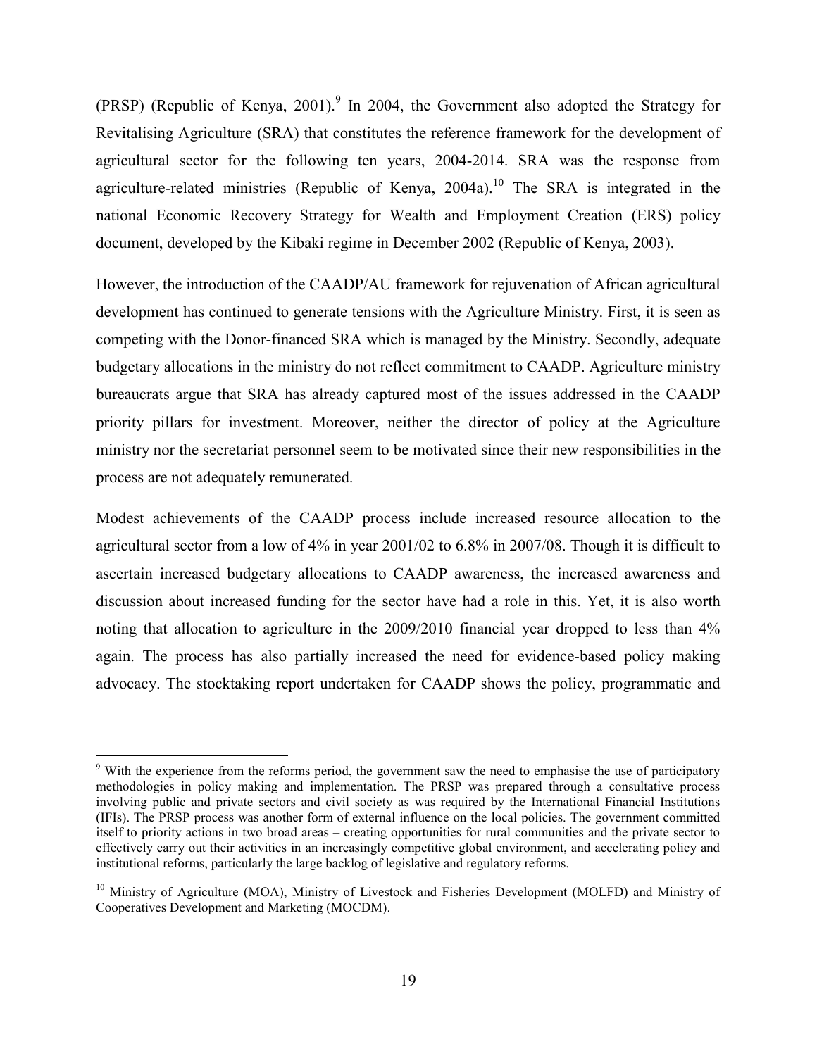(PRSP) (Republic of Kenya, 2001).[9] In 2004, the Government also adopted the Strategy for Revitalising Agriculture (SRA) that constitutes the reference framework for the development of agricultural sector for the following ten years, 2004-2014. SRA was the response from agriculture-related ministries (Republic of Kenya, 2004a).[10] The SRA is integrated in the national Economic Recovery Strategy for Wealth and Employment Creation (ERS) policy document, developed by the Kibaki regime in December 2002 (Republic of Kenya, 2003).

However, the introduction of the CAADP/AU framework for rejuvenation of African agricultural development has continued to generate tensions with the Agriculture Ministry. First, it is seen as competing with the Donor-financed SRA which is managed by the Ministry. Secondly, adequate budgetary allocations in the ministry do not reflect commitment to CAADP. Agriculture ministry bureaucrats argue that SRA has already captured most of the issues addressed in the CAADP priority pillars for investment. Moreover, neither the director of policy at the Agriculture ministry nor the secretariat personnel seem to be motivated since their new responsibilities in the process are not adequately remunerated.

Modest achievements of the CAADP process include increased resource allocation to the agricultural sector from a low of 4% in year 2001/02 to 6.8% in 2007/08. Though it is difficult to ascertain increased budgetary allocations to CAADP awareness, the increased awareness and discussion about increased funding for the sector have had a role in this. Yet, it is also worth noting that allocation to agriculture in the 2009/2010 financial year dropped to less than 4% again. The process has also partially increased the need for evidence-based policy making advocacy. The stocktaking report undertaken for CAADP shows the policy, programmatic and

---

[9] With the experience from the reforms period, the government saw the need to emphasise the use of participatory methodologies in policy making and implementation. The PRSP was prepared through a consultative process involving public and private sectors and civil society as was required by the International Financial Institutions (IFIs). The PRSP process was another form of external influence on the local policies. The government committed itself to priority actions in two broad areas – creating opportunities for rural communities and the private sector to effectively carry out their activities in an increasingly competitive global environment, and accelerating policy and institutional reforms, particularly the large backlog of legislative and regulatory reforms.

[10] Ministry of Agriculture (MOA), Ministry of Livestock and Fisheries Development (MOLFD) and Ministry of Cooperatives Development and Marketing (MOCDM).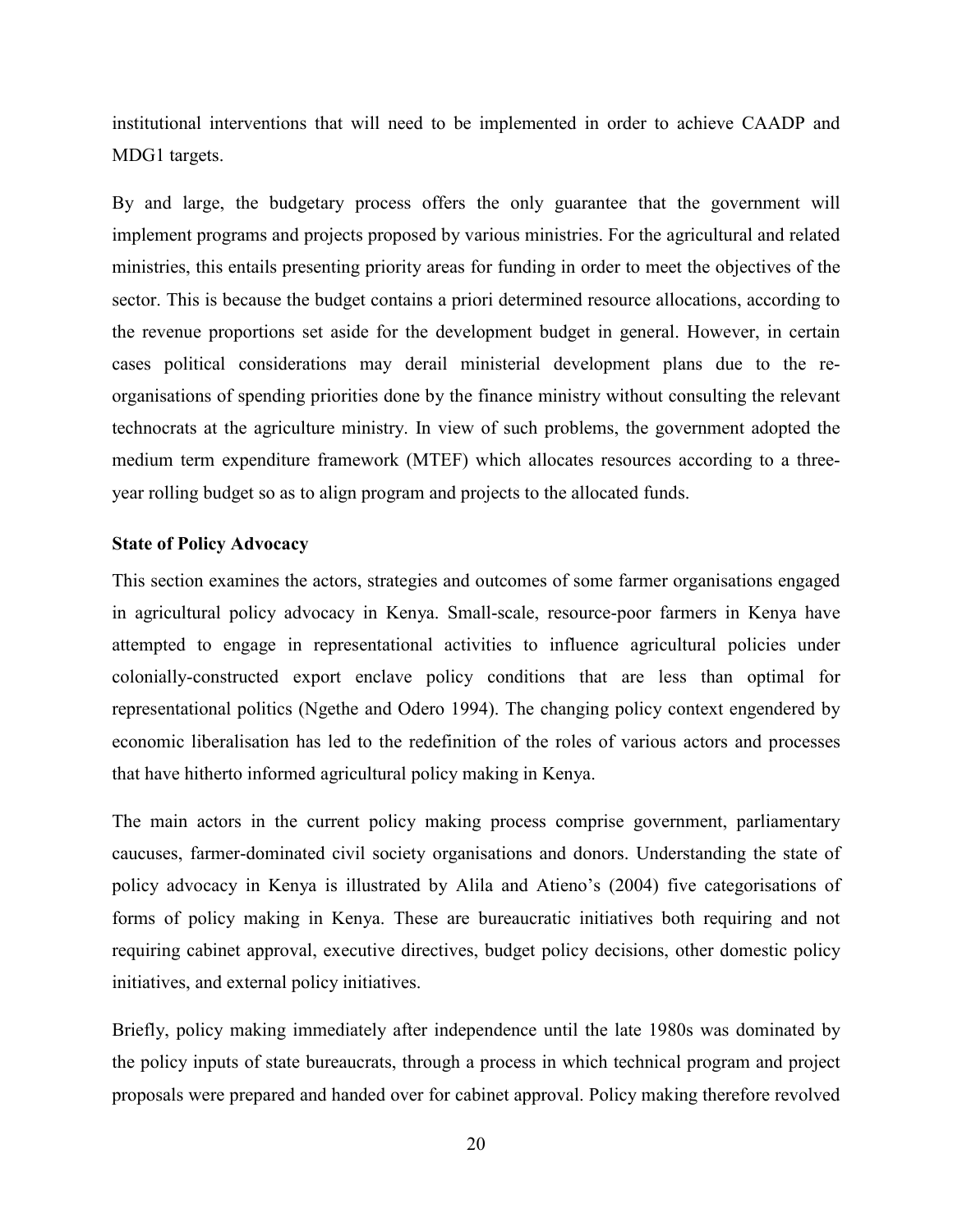institutional interventions that will need to be implemented in order to achieve CAADP and MDG1 targets.

By and large, the budgetary process offers the only guarantee that the government will implement programs and projects proposed by various ministries. For the agricultural and related ministries, this entails presenting priority areas for funding in order to meet the objectives of the sector. This is because the budget contains a priori determined resource allocations, according to the revenue proportions set aside for the development budget in general. However, in certain cases political considerations may derail ministerial development plans due to the re-organisations of spending priorities done by the finance ministry without consulting the relevant technocrats at the agriculture ministry. In view of such problems, the government adopted the medium term expenditure framework (MTEF) which allocates resources according to a three-year rolling budget so as to align program and projects to the allocated funds.

**State of Policy Advocacy**

This section examines the actors, strategies and outcomes of some farmer organisations engaged in agricultural policy advocacy in Kenya. Small-scale, resource-poor farmers in Kenya have attempted to engage in representational activities to influence agricultural policies under colonially-constructed export enclave policy conditions that are less than optimal for representational politics (Ngethe and Odero 1994). The changing policy context engendered by economic liberalisation has led to the redefinition of the roles of various actors and processes that have hitherto informed agricultural policy making in Kenya.

The main actors in the current policy making process comprise government, parliamentary caucuses, farmer-dominated civil society organisations and donors. Understanding the state of policy advocacy in Kenya is illustrated by Alila and Atieno's (2004) five categorisations of forms of policy making in Kenya. These are bureaucratic initiatives both requiring and not requiring cabinet approval, executive directives, budget policy decisions, other domestic policy initiatives, and external policy initiatives.

Briefly, policy making immediately after independence until the late 1980s was dominated by the policy inputs of state bureaucrats, through a process in which technical program and project proposals were prepared and handed over for cabinet approval. Policy making therefore revolved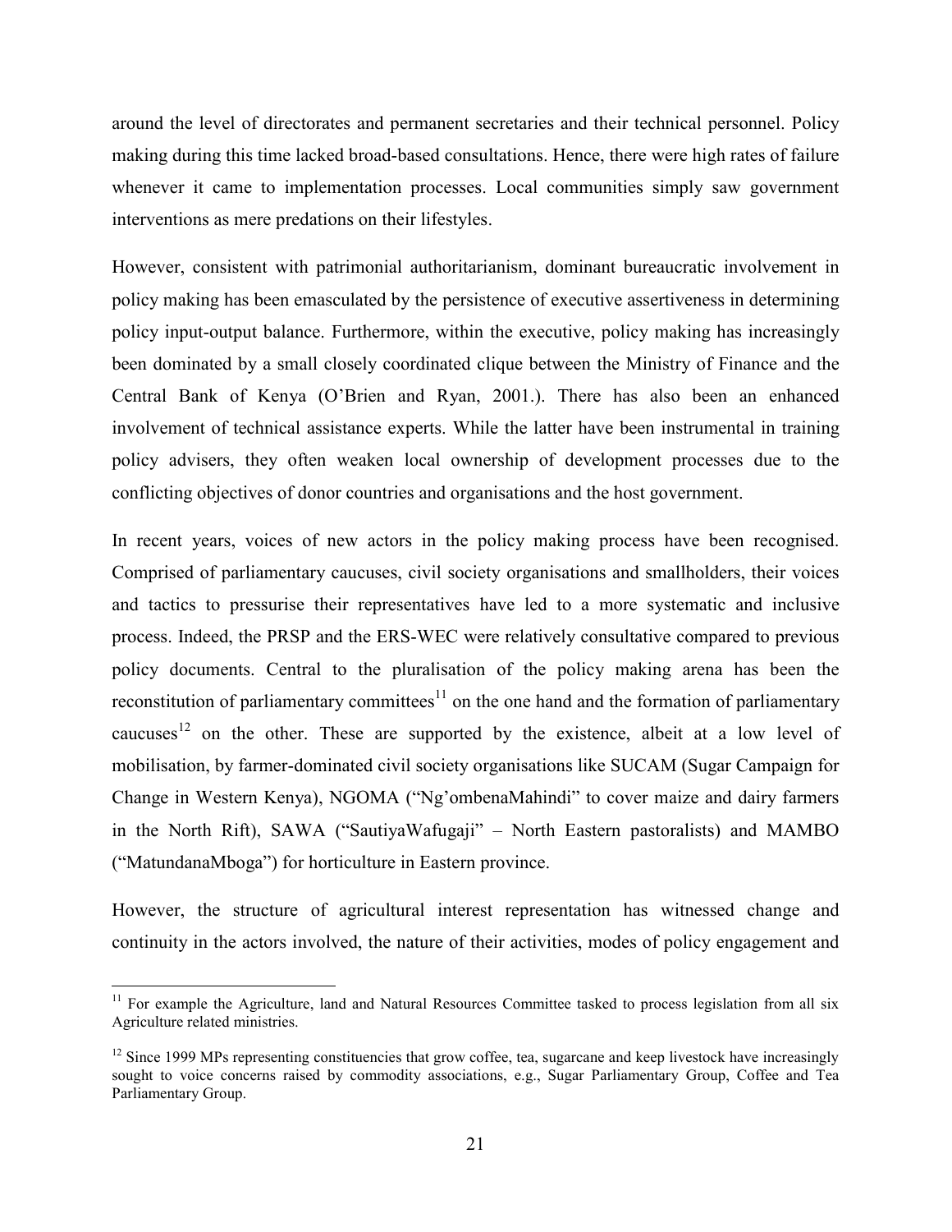around the level of directorates and permanent secretaries and their technical personnel. Policy making during this time lacked broad-based consultations. Hence, there were high rates of failure whenever it came to implementation processes. Local communities simply saw government interventions as mere predations on their lifestyles.

However, consistent with patrimonial authoritarianism, dominant bureaucratic involvement in policy making has been emasculated by the persistence of executive assertiveness in determining policy input-output balance. Furthermore, within the executive, policy making has increasingly been dominated by a small closely coordinated clique between the Ministry of Finance and the Central Bank of Kenya (O'Brien and Ryan, 2001.). There has also been an enhanced involvement of technical assistance experts. While the latter have been instrumental in training policy advisers, they often weaken local ownership of development processes due to the conflicting objectives of donor countries and organisations and the host government.

In recent years, voices of new actors in the policy making process have been recognised. Comprised of parliamentary caucuses, civil society organisations and smallholders, their voices and tactics to pressurise their representatives have led to a more systematic and inclusive process. Indeed, the PRSP and the ERS-WEC were relatively consultative compared to previous policy documents. Central to the pluralisation of the policy making arena has been the reconstitution of parliamentary committees[11] on the one hand and the formation of parliamentary caucuses[12] on the other. These are supported by the existence, albeit at a low level of mobilisation, by farmer-dominated civil society organisations like SUCAM (Sugar Campaign for Change in Western Kenya), NGOMA ("Ng'ombenaMahindi" to cover maize and dairy farmers in the North Rift), SAWA ("SautiyaWafugaji" – North Eastern pastoralists) and MAMBO ("MatundanaMboga") for horticulture in Eastern province.

However, the structure of agricultural interest representation has witnessed change and continuity in the actors involved, the nature of their activities, modes of policy engagement and

---

[11] For example the Agriculture, land and Natural Resources Committee tasked to process legislation from all six Agriculture related ministries.

[12] Since 1999 MPs representing constituencies that grow coffee, tea, sugarcane and keep livestock have increasingly sought to voice concerns raised by commodity associations, e.g., Sugar Parliamentary Group, Coffee and Tea Parliamentary Group.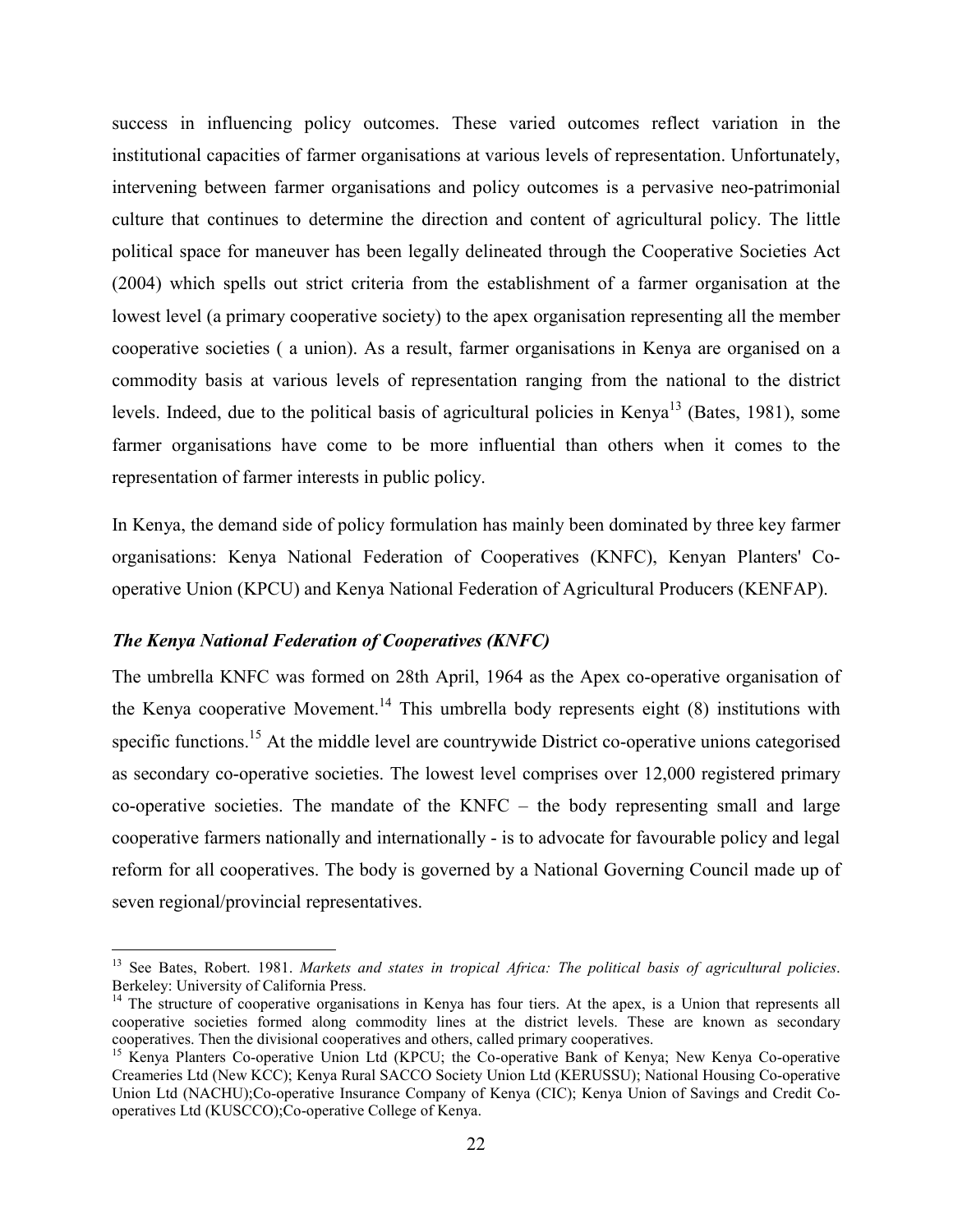success in influencing policy outcomes. These varied outcomes reflect variation in the institutional capacities of farmer organisations at various levels of representation. Unfortunately, intervening between farmer organisations and policy outcomes is a pervasive neo-patrimonial culture that continues to determine the direction and content of agricultural policy. The little political space for maneuver has been legally delineated through the Cooperative Societies Act (2004) which spells out strict criteria from the establishment of a farmer organisation at the lowest level (a primary cooperative society) to the apex organisation representing all the member cooperative societies ( a union). As a result, farmer organisations in Kenya are organised on a commodity basis at various levels of representation ranging from the national to the district levels. Indeed, due to the political basis of agricultural policies in Kenya[13] (Bates, 1981), some farmer organisations have come to be more influential than others when it comes to the representation of farmer interests in public policy.

In Kenya, the demand side of policy formulation has mainly been dominated by three key farmer organisations: Kenya National Federation of Cooperatives (KNFC), Kenyan Planters' Co-operative Union (KPCU) and Kenya National Federation of Agricultural Producers (KENFAP).

### *The Kenya National Federation of Cooperatives (KNFC)*

The umbrella KNFC was formed on 28th April, 1964 as the Apex co-operative organisation of the Kenya cooperative Movement.[14] This umbrella body represents eight (8) institutions with specific functions.[15] At the middle level are countrywide District co-operative unions categorised as secondary co-operative societies. The lowest level comprises over 12,000 registered primary co-operative societies. The mandate of the KNFC – the body representing small and large cooperative farmers nationally and internationally - is to advocate for favourable policy and legal reform for all cooperatives. The body is governed by a National Governing Council made up of seven regional/provincial representatives.

---

[13] See Bates, Robert. 1981. *Markets and states in tropical Africa: The political basis of agricultural policies*. Berkeley: University of California Press.

[14] The structure of cooperative organisations in Kenya has four tiers. At the apex, is a Union that represents all cooperative societies formed along commodity lines at the district levels. These are known as secondary cooperatives. Then the divisional cooperatives and others, called primary cooperatives.

[15] Kenya Planters Co-operative Union Ltd (KPCU; the Co-operative Bank of Kenya; New Kenya Co-operative Creameries Ltd (New KCC); Kenya Rural SACCO Society Union Ltd (KERUSSU); National Housing Co-operative Union Ltd (NACHU);Co-operative Insurance Company of Kenya (CIC); Kenya Union of Savings and Credit Co-operatives Ltd (KUSCCO);Co-operative College of Kenya.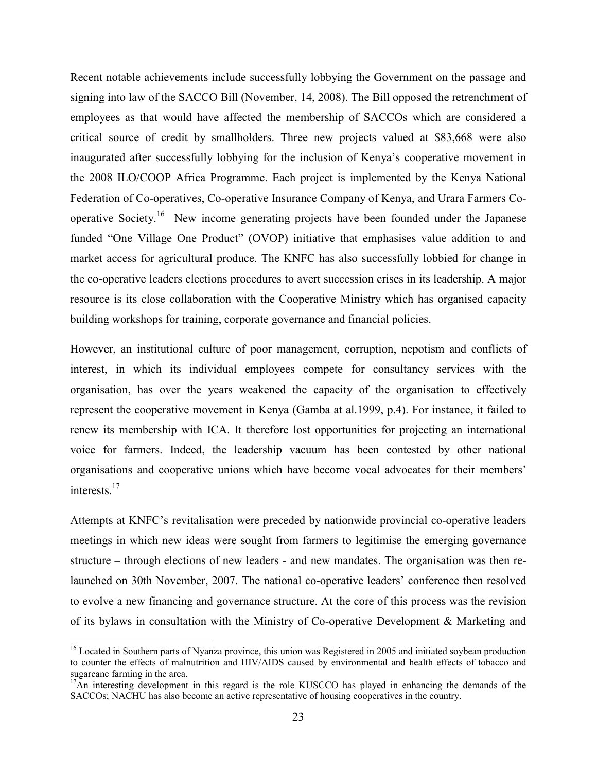Recent notable achievements include successfully lobbying the Government on the passage and signing into law of the SACCO Bill (November, 14, 2008). The Bill opposed the retrenchment of employees as that would have affected the membership of SACCOs which are considered a critical source of credit by smallholders. Three new projects valued at $83,668 were also inaugurated after successfully lobbying for the inclusion of Kenya's cooperative movement in the 2008 ILO/COOP Africa Programme. Each project is implemented by the Kenya National Federation of Co-operatives, Co-operative Insurance Company of Kenya, and Urara Farmers Co-operative Society.[16] New income generating projects have been founded under the Japanese funded "One Village One Product" (OVOP) initiative that emphasises value addition to and market access for agricultural produce. The KNFC has also successfully lobbied for change in the co-operative leaders elections procedures to avert succession crises in its leadership. A major resource is its close collaboration with the Cooperative Ministry which has organised capacity building workshops for training, corporate governance and financial policies.

However, an institutional culture of poor management, corruption, nepotism and conflicts of interest, in which its individual employees compete for consultancy services with the organisation, has over the years weakened the capacity of the organisation to effectively represent the cooperative movement in Kenya (Gamba at al.1999, p.4). For instance, it failed to renew its membership with ICA. It therefore lost opportunities for projecting an international voice for farmers. Indeed, the leadership vacuum has been contested by other national organisations and cooperative unions which have become vocal advocates for their members' interests.[17]

Attempts at KNFC's revitalisation were preceded by nationwide provincial co-operative leaders meetings in which new ideas were sought from farmers to legitimise the emerging governance structure – through elections of new leaders - and new mandates. The organisation was then re-launched on 30th November, 2007. The national co-operative leaders' conference then resolved to evolve a new financing and governance structure. At the core of this process was the revision of its bylaws in consultation with the Ministry of Co-operative Development & Marketing and

---

[16] Located in Southern parts of Nyanza province, this union was Registered in 2005 and initiated soybean production to counter the effects of malnutrition and HIV/AIDS caused by environmental and health effects of tobacco and sugarcane farming in the area.

[17] An interesting development in this regard is the role KUSCCO has played in enhancing the demands of the SACCOs; NACHU has also become an active representative of housing cooperatives in the country.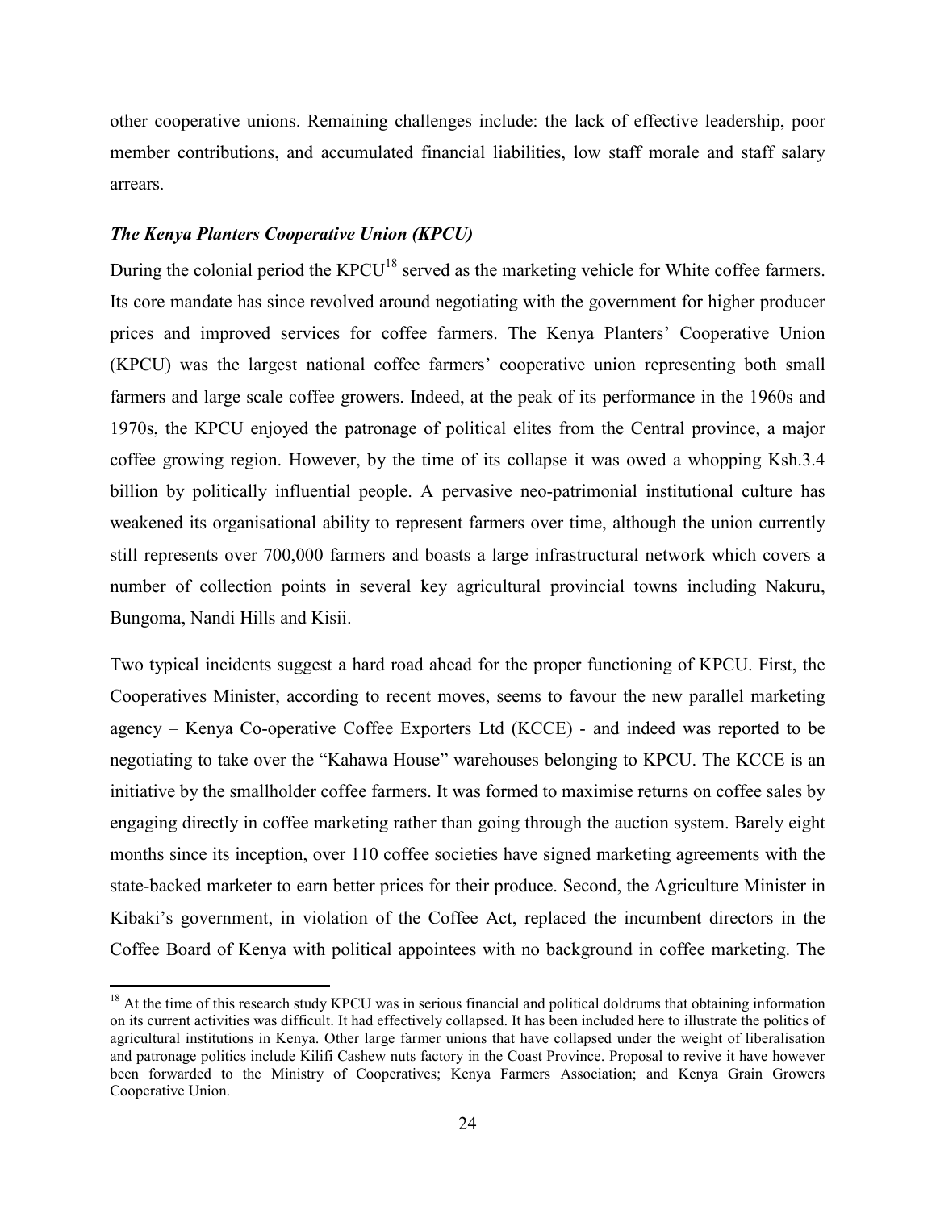other cooperative unions. Remaining challenges include: the lack of effective leadership, poor member contributions, and accumulated financial liabilities, low staff morale and staff salary arrears.

***The Kenya Planters Cooperative Union (KPCU)***

During the colonial period the KPCU[18] served as the marketing vehicle for White coffee farmers. Its core mandate has since revolved around negotiating with the government for higher producer prices and improved services for coffee farmers. The Kenya Planters' Cooperative Union (KPCU) was the largest national coffee farmers' cooperative union representing both small farmers and large scale coffee growers. Indeed, at the peak of its performance in the 1960s and 1970s, the KPCU enjoyed the patronage of political elites from the Central province, a major coffee growing region. However, by the time of its collapse it was owed a whopping Ksh.3.4 billion by politically influential people. A pervasive neo-patrimonial institutional culture has weakened its organisational ability to represent farmers over time, although the union currently still represents over 700,000 farmers and boasts a large infrastructural network which covers a number of collection points in several key agricultural provincial towns including Nakuru, Bungoma, Nandi Hills and Kisii.

Two typical incidents suggest a hard road ahead for the proper functioning of KPCU. First, the Cooperatives Minister, according to recent moves, seems to favour the new parallel marketing agency – Kenya Co-operative Coffee Exporters Ltd (KCCE) - and indeed was reported to be negotiating to take over the "Kahawa House" warehouses belonging to KPCU. The KCCE is an initiative by the smallholder coffee farmers. It was formed to maximise returns on coffee sales by engaging directly in coffee marketing rather than going through the auction system. Barely eight months since its inception, over 110 coffee societies have signed marketing agreements with the state-backed marketer to earn better prices for their produce. Second, the Agriculture Minister in Kibaki's government, in violation of the Coffee Act, replaced the incumbent directors in the Coffee Board of Kenya with political appointees with no background in coffee marketing. The

[18] At the time of this research study KPCU was in serious financial and political doldrums that obtaining information on its current activities was difficult. It had effectively collapsed. It has been included here to illustrate the politics of agricultural institutions in Kenya. Other large farmer unions that have collapsed under the weight of liberalisation and patronage politics include Kilifi Cashew nuts factory in the Coast Province. Proposal to revive it have however been forwarded to the Ministry of Cooperatives; Kenya Farmers Association; and Kenya Grain Growers Cooperative Union.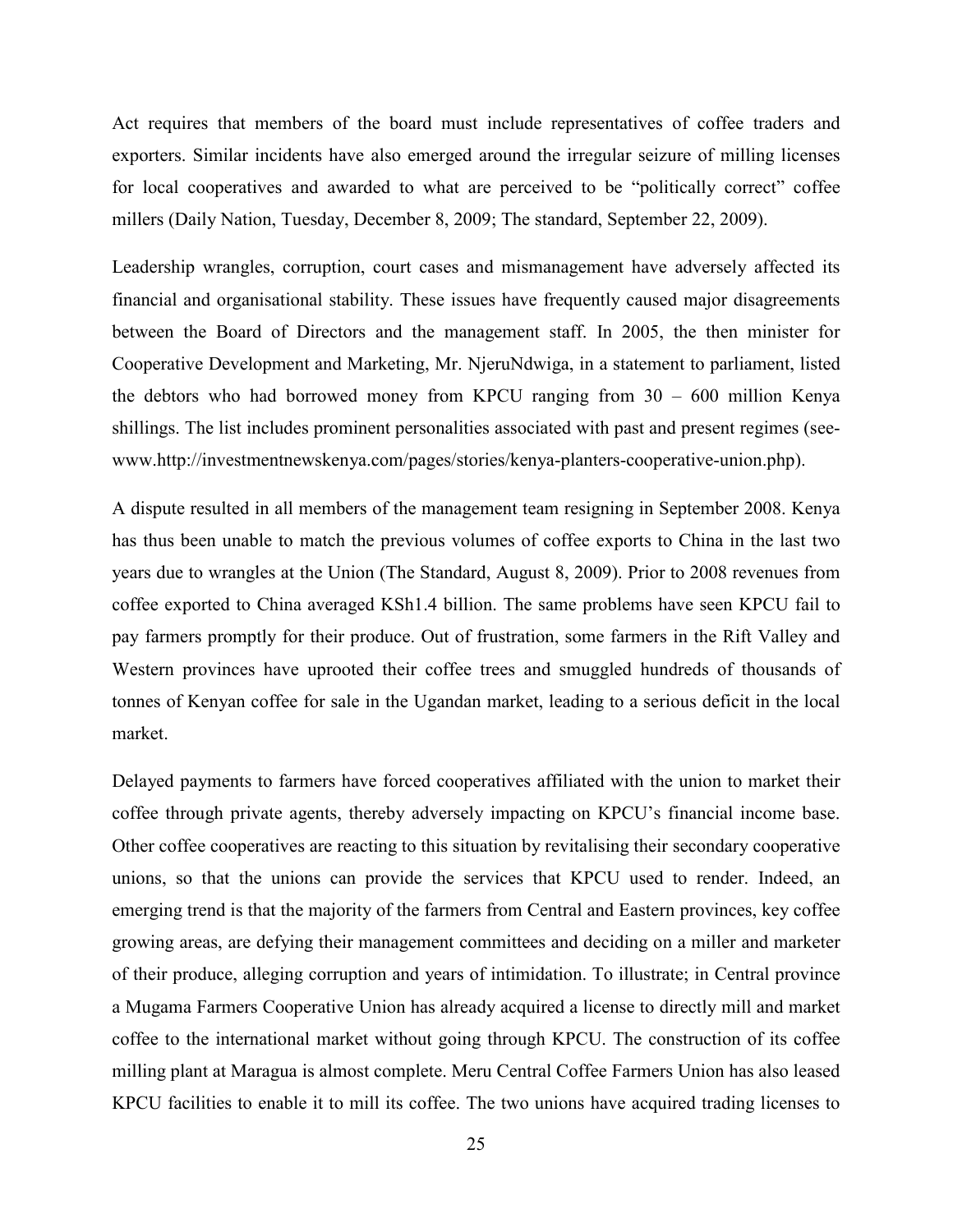Act requires that members of the board must include representatives of coffee traders and exporters. Similar incidents have also emerged around the irregular seizure of milling licenses for local cooperatives and awarded to what are perceived to be "politically correct" coffee millers (Daily Nation, Tuesday, December 8, 2009; The standard, September 22, 2009).

Leadership wrangles, corruption, court cases and mismanagement have adversely affected its financial and organisational stability. These issues have frequently caused major disagreements between the Board of Directors and the management staff. In 2005, the then minister for Cooperative Development and Marketing, Mr. NjeruNdwiga, in a statement to parliament, listed the debtors who had borrowed money from KPCU ranging from 30 – 600 million Kenya shillings. The list includes prominent personalities associated with past and present regimes (see-www.http://investmentnewskenya.com/pages/stories/kenya-planters-cooperative-union.php).

A dispute resulted in all members of the management team resigning in September 2008. Kenya has thus been unable to match the previous volumes of coffee exports to China in the last two years due to wrangles at the Union (The Standard, August 8, 2009). Prior to 2008 revenues from coffee exported to China averaged KSh1.4 billion. The same problems have seen KPCU fail to pay farmers promptly for their produce. Out of frustration, some farmers in the Rift Valley and Western provinces have uprooted their coffee trees and smuggled hundreds of thousands of tonnes of Kenyan coffee for sale in the Ugandan market, leading to a serious deficit in the local market.

Delayed payments to farmers have forced cooperatives affiliated with the union to market their coffee through private agents, thereby adversely impacting on KPCU's financial income base. Other coffee cooperatives are reacting to this situation by revitalising their secondary cooperative unions, so that the unions can provide the services that KPCU used to render. Indeed, an emerging trend is that the majority of the farmers from Central and Eastern provinces, key coffee growing areas, are defying their management committees and deciding on a miller and marketer of their produce, alleging corruption and years of intimidation. To illustrate; in Central province a Mugama Farmers Cooperative Union has already acquired a license to directly mill and market coffee to the international market without going through KPCU. The construction of its coffee milling plant at Maragua is almost complete. Meru Central Coffee Farmers Union has also leased KPCU facilities to enable it to mill its coffee. The two unions have acquired trading licenses to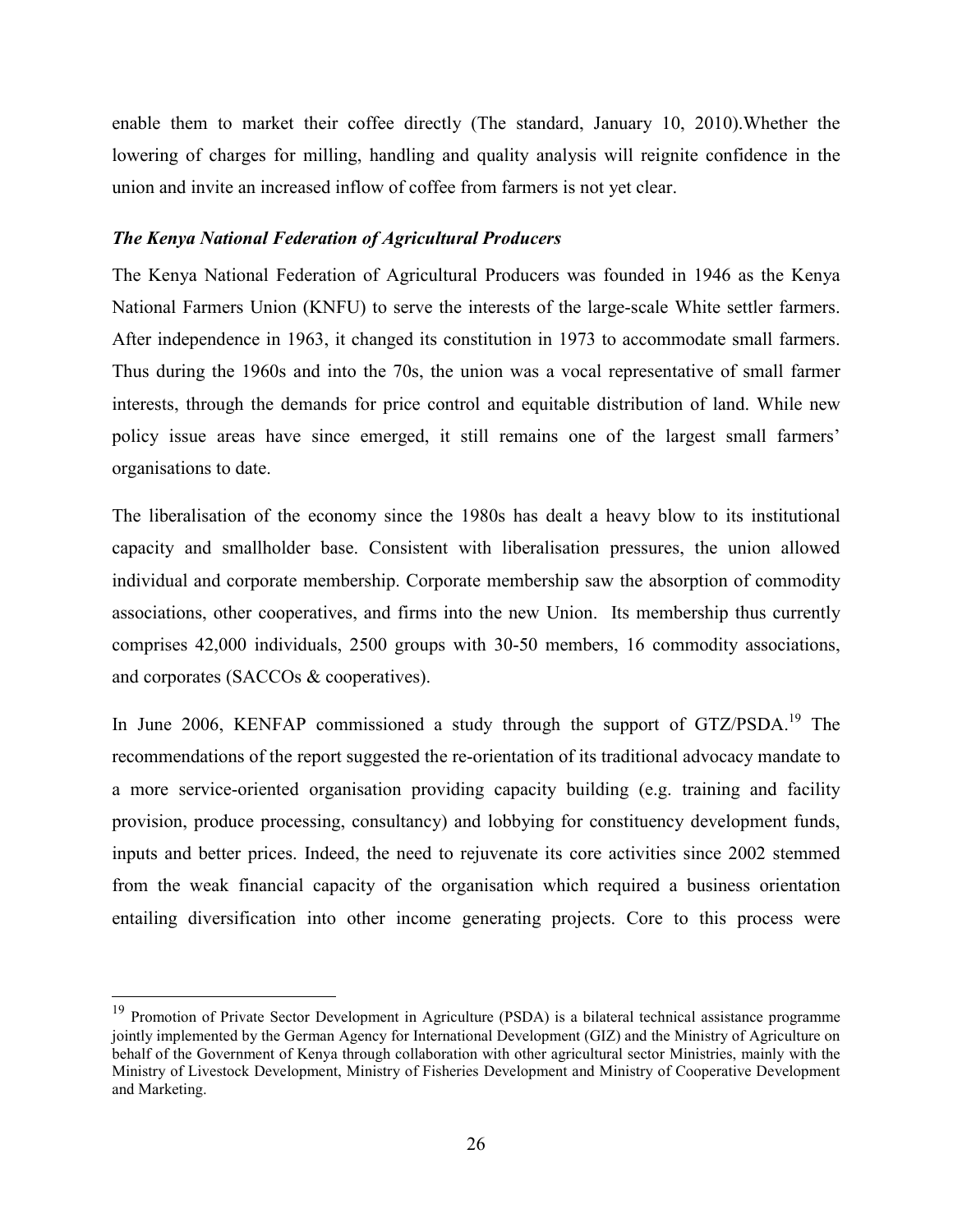enable them to market their coffee directly (The standard, January 10, 2010).Whether the lowering of charges for milling, handling and quality analysis will reignite confidence in the union and invite an increased inflow of coffee from farmers is not yet clear.

### *The Kenya National Federation of Agricultural Producers*

The Kenya National Federation of Agricultural Producers was founded in 1946 as the Kenya National Farmers Union (KNFU) to serve the interests of the large-scale White settler farmers. After independence in 1963, it changed its constitution in 1973 to accommodate small farmers. Thus during the 1960s and into the 70s, the union was a vocal representative of small farmer interests, through the demands for price control and equitable distribution of land. While new policy issue areas have since emerged, it still remains one of the largest small farmers' organisations to date.

The liberalisation of the economy since the 1980s has dealt a heavy blow to its institutional capacity and smallholder base. Consistent with liberalisation pressures, the union allowed individual and corporate membership. Corporate membership saw the absorption of commodity associations, other cooperatives, and firms into the new Union. Its membership thus currently comprises 42,000 individuals, 2500 groups with 30-50 members, 16 commodity associations, and corporates (SACCOs & cooperatives).

In June 2006, KENFAP commissioned a study through the support of GTZ/PSDA.[19] The recommendations of the report suggested the re-orientation of its traditional advocacy mandate to a more service-oriented organisation providing capacity building (e.g. training and facility provision, produce processing, consultancy) and lobbying for constituency development funds, inputs and better prices. Indeed, the need to rejuvenate its core activities since 2002 stemmed from the weak financial capacity of the organisation which required a business orientation entailing diversification into other income generating projects. Core to this process were

---

[19] Promotion of Private Sector Development in Agriculture (PSDA) is a bilateral technical assistance programme jointly implemented by the German Agency for International Development (GIZ) and the Ministry of Agriculture on behalf of the Government of Kenya through collaboration with other agricultural sector Ministries, mainly with the Ministry of Livestock Development, Ministry of Fisheries Development and Ministry of Cooperative Development and Marketing.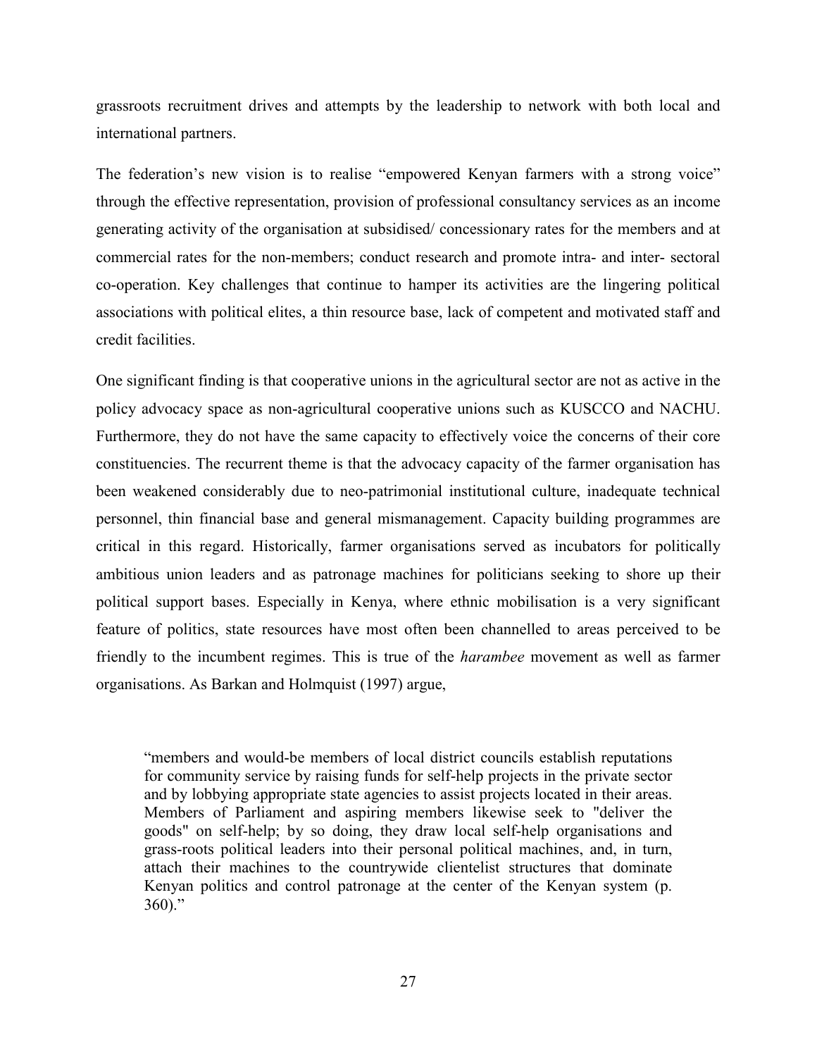grassroots recruitment drives and attempts by the leadership to network with both local and international partners.

The federation's new vision is to realise "empowered Kenyan farmers with a strong voice" through the effective representation, provision of professional consultancy services as an income generating activity of the organisation at subsidised/ concessionary rates for the members and at commercial rates for the non-members; conduct research and promote intra- and inter- sectoral co-operation. Key challenges that continue to hamper its activities are the lingering political associations with political elites, a thin resource base, lack of competent and motivated staff and credit facilities.

One significant finding is that cooperative unions in the agricultural sector are not as active in the policy advocacy space as non-agricultural cooperative unions such as KUSCCO and NACHU. Furthermore, they do not have the same capacity to effectively voice the concerns of their core constituencies. The recurrent theme is that the advocacy capacity of the farmer organisation has been weakened considerably due to neo-patrimonial institutional culture, inadequate technical personnel, thin financial base and general mismanagement. Capacity building programmes are critical in this regard. Historically, farmer organisations served as incubators for politically ambitious union leaders and as patronage machines for politicians seeking to shore up their political support bases. Especially in Kenya, where ethnic mobilisation is a very significant feature of politics, state resources have most often been channelled to areas perceived to be friendly to the incumbent regimes. This is true of the *harambee* movement as well as farmer organisations. As Barkan and Holmquist (1997) argue,

> "members and would-be members of local district councils establish reputations for community service by raising funds for self-help projects in the private sector and by lobbying appropriate state agencies to assist projects located in their areas. Members of Parliament and aspiring members likewise seek to "deliver the goods" on self-help; by so doing, they draw local self-help organisations and grass-roots political leaders into their personal political machines, and, in turn, attach their machines to the countrywide clientelist structures that dominate Kenyan politics and control patronage at the center of the Kenyan system (p. 360)."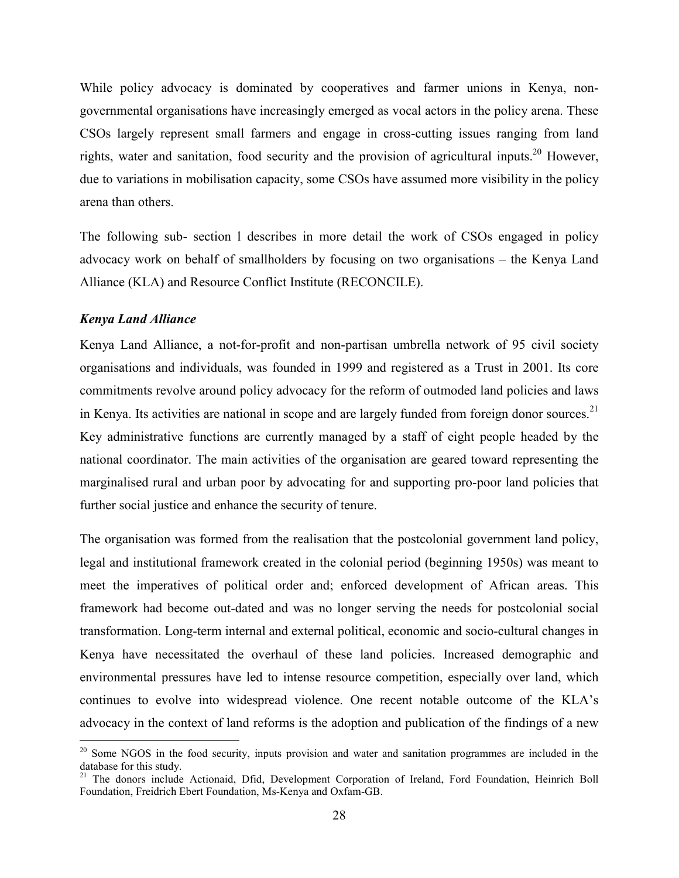While policy advocacy is dominated by cooperatives and farmer unions in Kenya, non-governmental organisations have increasingly emerged as vocal actors in the policy arena. These CSOs largely represent small farmers and engage in cross-cutting issues ranging from land rights, water and sanitation, food security and the provision of agricultural inputs.[20] However, due to variations in mobilisation capacity, some CSOs have assumed more visibility in the policy arena than others.

The following sub- section l describes in more detail the work of CSOs engaged in policy advocacy work on behalf of smallholders by focusing on two organisations – the Kenya Land Alliance (KLA) and Resource Conflict Institute (RECONCILE).

***Kenya Land Alliance***

Kenya Land Alliance, a not-for-profit and non-partisan umbrella network of 95 civil society organisations and individuals, was founded in 1999 and registered as a Trust in 2001. Its core commitments revolve around policy advocacy for the reform of outmoded land policies and laws in Kenya. Its activities are national in scope and are largely funded from foreign donor sources.[21] Key administrative functions are currently managed by a staff of eight people headed by the national coordinator. The main activities of the organisation are geared toward representing the marginalised rural and urban poor by advocating for and supporting pro-poor land policies that further social justice and enhance the security of tenure.

The organisation was formed from the realisation that the postcolonial government land policy, legal and institutional framework created in the colonial period (beginning 1950s) was meant to meet the imperatives of political order and; enforced development of African areas. This framework had become out-dated and was no longer serving the needs for postcolonial social transformation. Long-term internal and external political, economic and socio-cultural changes in Kenya have necessitated the overhaul of these land policies. Increased demographic and environmental pressures have led to intense resource competition, especially over land, which continues to evolve into widespread violence. One recent notable outcome of the KLA's advocacy in the context of land reforms is the adoption and publication of the findings of a new

---

[20] Some NGOS in the food security, inputs provision and water and sanitation programmes are included in the database for this study.

[21] The donors include Actionaid, Dfid, Development Corporation of Ireland, Ford Foundation, Heinrich Boll Foundation, Freidrich Ebert Foundation, Ms-Kenya and Oxfam-GB.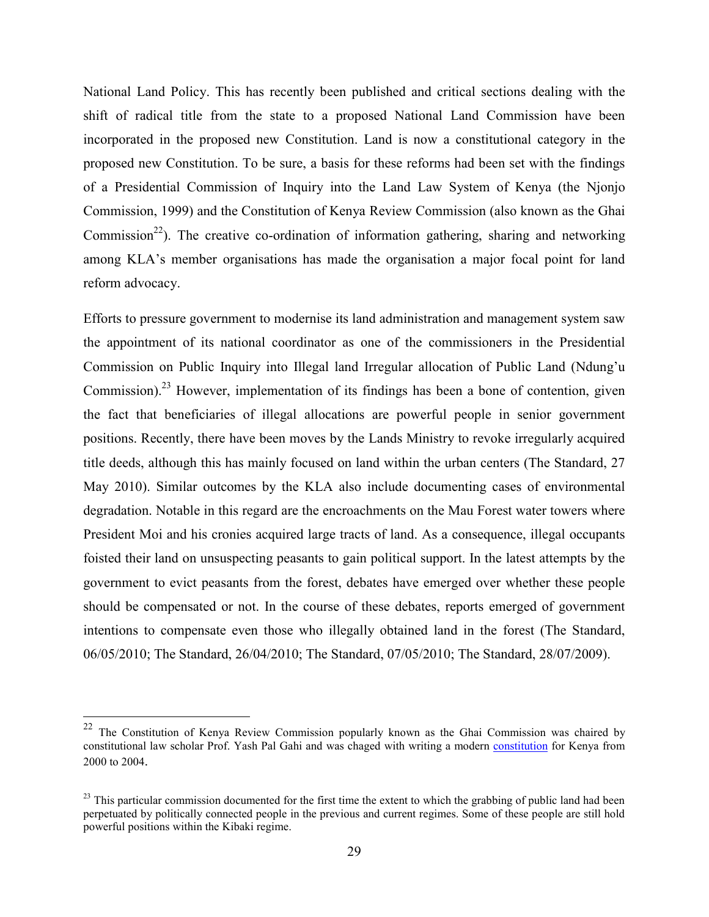National Land Policy. This has recently been published and critical sections dealing with the shift of radical title from the state to a proposed National Land Commission have been incorporated in the proposed new Constitution. Land is now a constitutional category in the proposed new Constitution. To be sure, a basis for these reforms had been set with the findings of a Presidential Commission of Inquiry into the Land Law System of Kenya (the Njonjo Commission, 1999) and the Constitution of Kenya Review Commission (also known as the Ghai Commission[22]). The creative co-ordination of information gathering, sharing and networking among KLA's member organisations has made the organisation a major focal point for land reform advocacy.

Efforts to pressure government to modernise its land administration and management system saw the appointment of its national coordinator as one of the commissioners in the Presidential Commission on Public Inquiry into Illegal land Irregular allocation of Public Land (Ndung'u Commission).[23] However, implementation of its findings has been a bone of contention, given the fact that beneficiaries of illegal allocations are powerful people in senior government positions. Recently, there have been moves by the Lands Ministry to revoke irregularly acquired title deeds, although this has mainly focused on land within the urban centers (The Standard, 27 May 2010). Similar outcomes by the KLA also include documenting cases of environmental degradation. Notable in this regard are the encroachments on the Mau Forest water towers where President Moi and his cronies acquired large tracts of land. As a consequence, illegal occupants foisted their land on unsuspecting peasants to gain political support. In the latest attempts by the government to evict peasants from the forest, debates have emerged over whether these people should be compensated or not. In the course of these debates, reports emerged of government intentions to compensate even those who illegally obtained land in the forest (The Standard, 06/05/2010; The Standard, 26/04/2010; The Standard, 07/05/2010; The Standard, 28/07/2009).

---

[22] The Constitution of Kenya Review Commission popularly known as the Ghai Commission was chaired by constitutional law scholar Prof. Yash Pal Gahi and was chaged with writing a modern constitution for Kenya from 2000 to 2004.

[23] This particular commission documented for the first time the extent to which the grabbing of public land had been perpetuated by politically connected people in the previous and current regimes. Some of these people are still hold powerful positions within the Kibaki regime.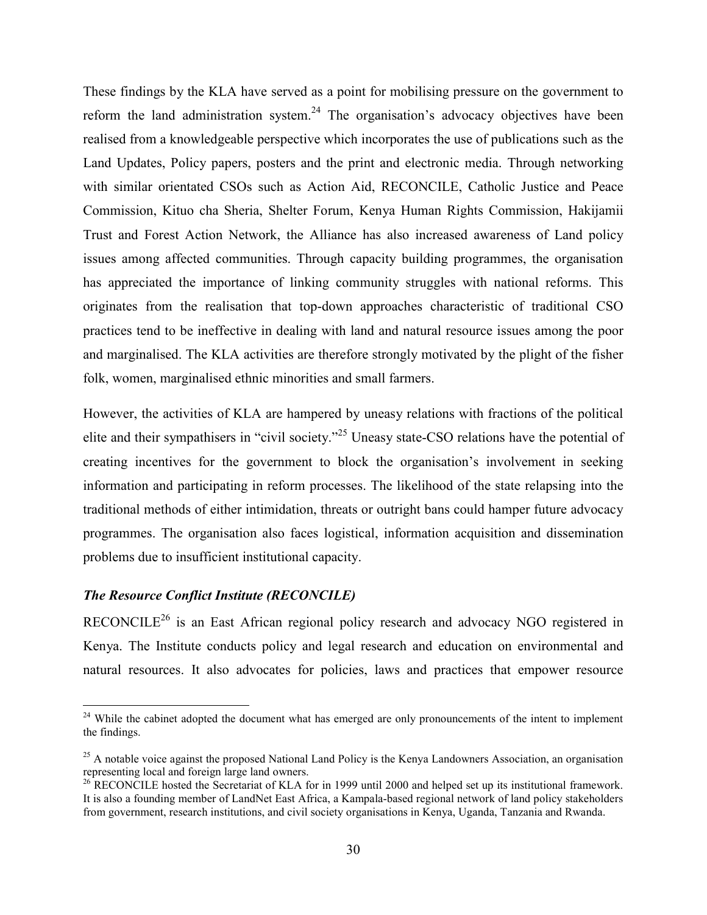These findings by the KLA have served as a point for mobilising pressure on the government to reform the land administration system.[24] The organisation's advocacy objectives have been realised from a knowledgeable perspective which incorporates the use of publications such as the Land Updates, Policy papers, posters and the print and electronic media. Through networking with similar orientated CSOs such as Action Aid, RECONCILE, Catholic Justice and Peace Commission, Kituo cha Sheria, Shelter Forum, Kenya Human Rights Commission, Hakijamii Trust and Forest Action Network, the Alliance has also increased awareness of Land policy issues among affected communities. Through capacity building programmes, the organisation has appreciated the importance of linking community struggles with national reforms. This originates from the realisation that top-down approaches characteristic of traditional CSO practices tend to be ineffective in dealing with land and natural resource issues among the poor and marginalised. The KLA activities are therefore strongly motivated by the plight of the fisher folk, women, marginalised ethnic minorities and small farmers.

However, the activities of KLA are hampered by uneasy relations with fractions of the political elite and their sympathisers in "civil society."[25] Uneasy state-CSO relations have the potential of creating incentives for the government to block the organisation's involvement in seeking information and participating in reform processes. The likelihood of the state relapsing into the traditional methods of either intimidation, threats or outright bans could hamper future advocacy programmes. The organisation also faces logistical, information acquisition and dissemination problems due to insufficient institutional capacity.

### *The Resource Conflict Institute (RECONCILE)*

RECONCILE[26] is an East African regional policy research and advocacy NGO registered in Kenya. The Institute conducts policy and legal research and education on environmental and natural resources. It also advocates for policies, laws and practices that empower resource

---

[24] While the cabinet adopted the document what has emerged are only pronouncements of the intent to implement the findings.

[25] A notable voice against the proposed National Land Policy is the Kenya Landowners Association, an organisation representing local and foreign large land owners.

[26] RECONCILE hosted the Secretariat of KLA for in 1999 until 2000 and helped set up its institutional framework. It is also a founding member of LandNet East Africa, a Kampala-based regional network of land policy stakeholders from government, research institutions, and civil society organisations in Kenya, Uganda, Tanzania and Rwanda.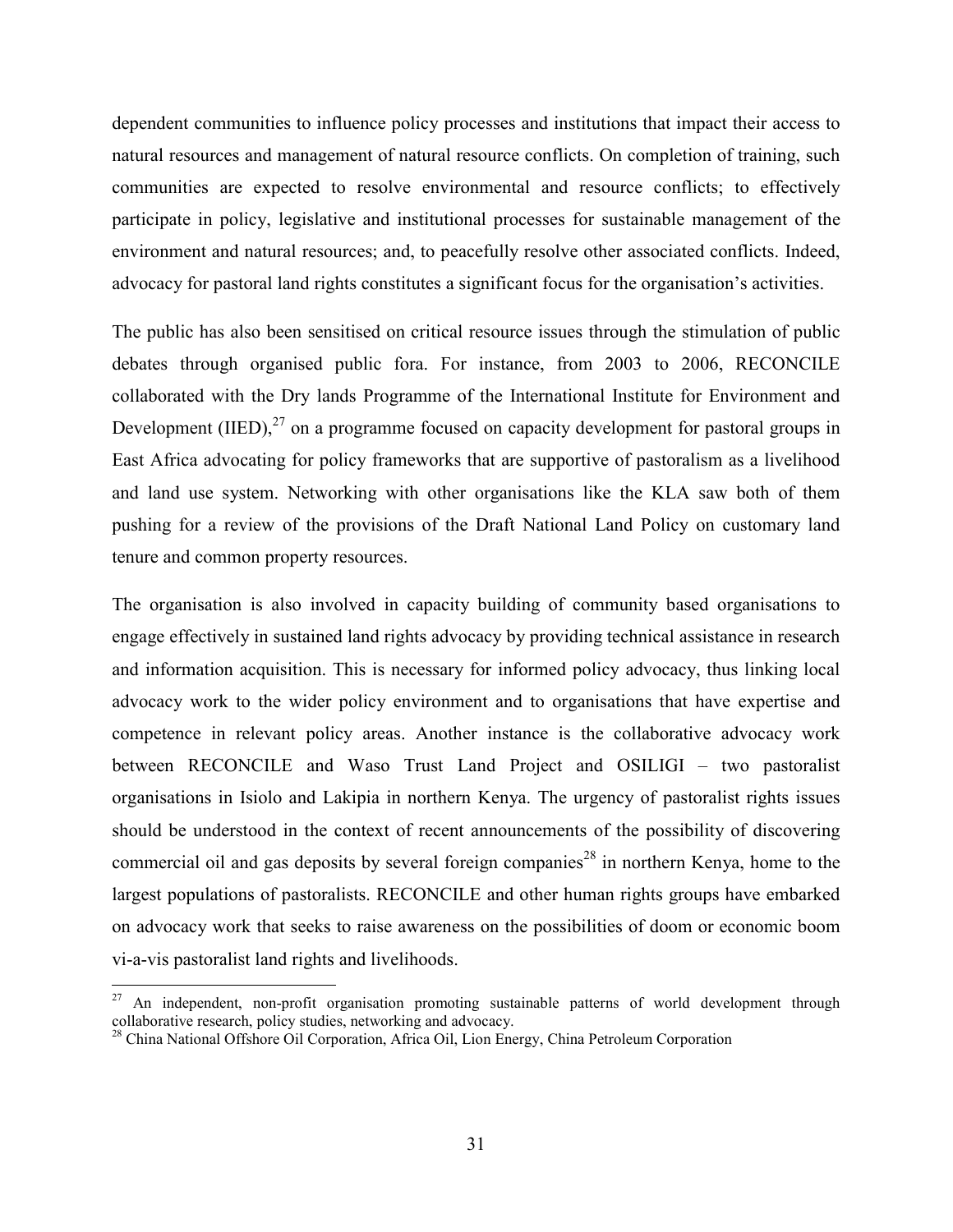dependent communities to influence policy processes and institutions that impact their access to natural resources and management of natural resource conflicts. On completion of training, such communities are expected to resolve environmental and resource conflicts; to effectively participate in policy, legislative and institutional processes for sustainable management of the environment and natural resources; and, to peacefully resolve other associated conflicts. Indeed, advocacy for pastoral land rights constitutes a significant focus for the organisation's activities.

The public has also been sensitised on critical resource issues through the stimulation of public debates through organised public fora. For instance, from 2003 to 2006, RECONCILE collaborated with the Dry lands Programme of the International Institute for Environment and Development (IIED),[27] on a programme focused on capacity development for pastoral groups in East Africa advocating for policy frameworks that are supportive of pastoralism as a livelihood and land use system. Networking with other organisations like the KLA saw both of them pushing for a review of the provisions of the Draft National Land Policy on customary land tenure and common property resources.

The organisation is also involved in capacity building of community based organisations to engage effectively in sustained land rights advocacy by providing technical assistance in research and information acquisition. This is necessary for informed policy advocacy, thus linking local advocacy work to the wider policy environment and to organisations that have expertise and competence in relevant policy areas. Another instance is the collaborative advocacy work between RECONCILE and Waso Trust Land Project and OSILIGI – two pastoralist organisations in Isiolo and Lakipia in northern Kenya. The urgency of pastoralist rights issues should be understood in the context of recent announcements of the possibility of discovering commercial oil and gas deposits by several foreign companies[28] in northern Kenya, home to the largest populations of pastoralists. RECONCILE and other human rights groups have embarked on advocacy work that seeks to raise awareness on the possibilities of doom or economic boom vi-a-vis pastoralist land rights and livelihoods.

---

[27] An independent, non-profit organisation promoting sustainable patterns of world development through collaborative research, policy studies, networking and advocacy.

[28] China National Offshore Oil Corporation, Africa Oil, Lion Energy, China Petroleum Corporation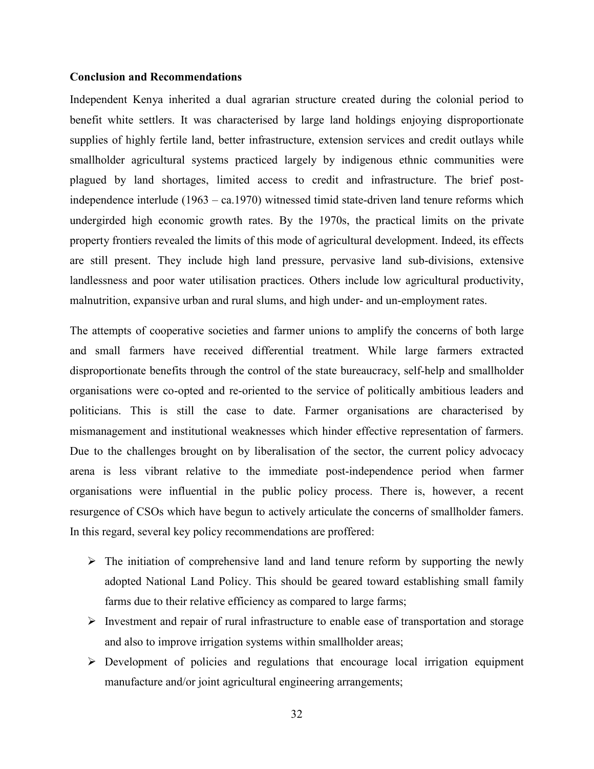**Conclusion and Recommendations**

Independent Kenya inherited a dual agrarian structure created during the colonial period to benefit white settlers. It was characterised by large land holdings enjoying disproportionate supplies of highly fertile land, better infrastructure, extension services and credit outlays while smallholder agricultural systems practiced largely by indigenous ethnic communities were plagued by land shortages, limited access to credit and infrastructure. The brief post-independence interlude (1963 – ca.1970) witnessed timid state-driven land tenure reforms which undergirded high economic growth rates. By the 1970s, the practical limits on the private property frontiers revealed the limits of this mode of agricultural development. Indeed, its effects are still present. They include high land pressure, pervasive land sub-divisions, extensive landlessness and poor water utilisation practices. Others include low agricultural productivity, malnutrition, expansive urban and rural slums, and high under- and un-employment rates.

The attempts of cooperative societies and farmer unions to amplify the concerns of both large and small farmers have received differential treatment. While large farmers extracted disproportionate benefits through the control of the state bureaucracy, self-help and smallholder organisations were co-opted and re-oriented to the service of politically ambitious leaders and politicians. This is still the case to date. Farmer organisations are characterised by mismanagement and institutional weaknesses which hinder effective representation of farmers. Due to the challenges brought on by liberalisation of the sector, the current policy advocacy arena is less vibrant relative to the immediate post-independence period when farmer organisations were influential in the public policy process. There is, however, a recent resurgence of CSOs which have begun to actively articulate the concerns of smallholder famers. In this regard, several key policy recommendations are proffered:

- The initiation of comprehensive land and land tenure reform by supporting the newly adopted National Land Policy. This should be geared toward establishing small family farms due to their relative efficiency as compared to large farms;
- Investment and repair of rural infrastructure to enable ease of transportation and storage and also to improve irrigation systems within smallholder areas;
- Development of policies and regulations that encourage local irrigation equipment manufacture and/or joint agricultural engineering arrangements;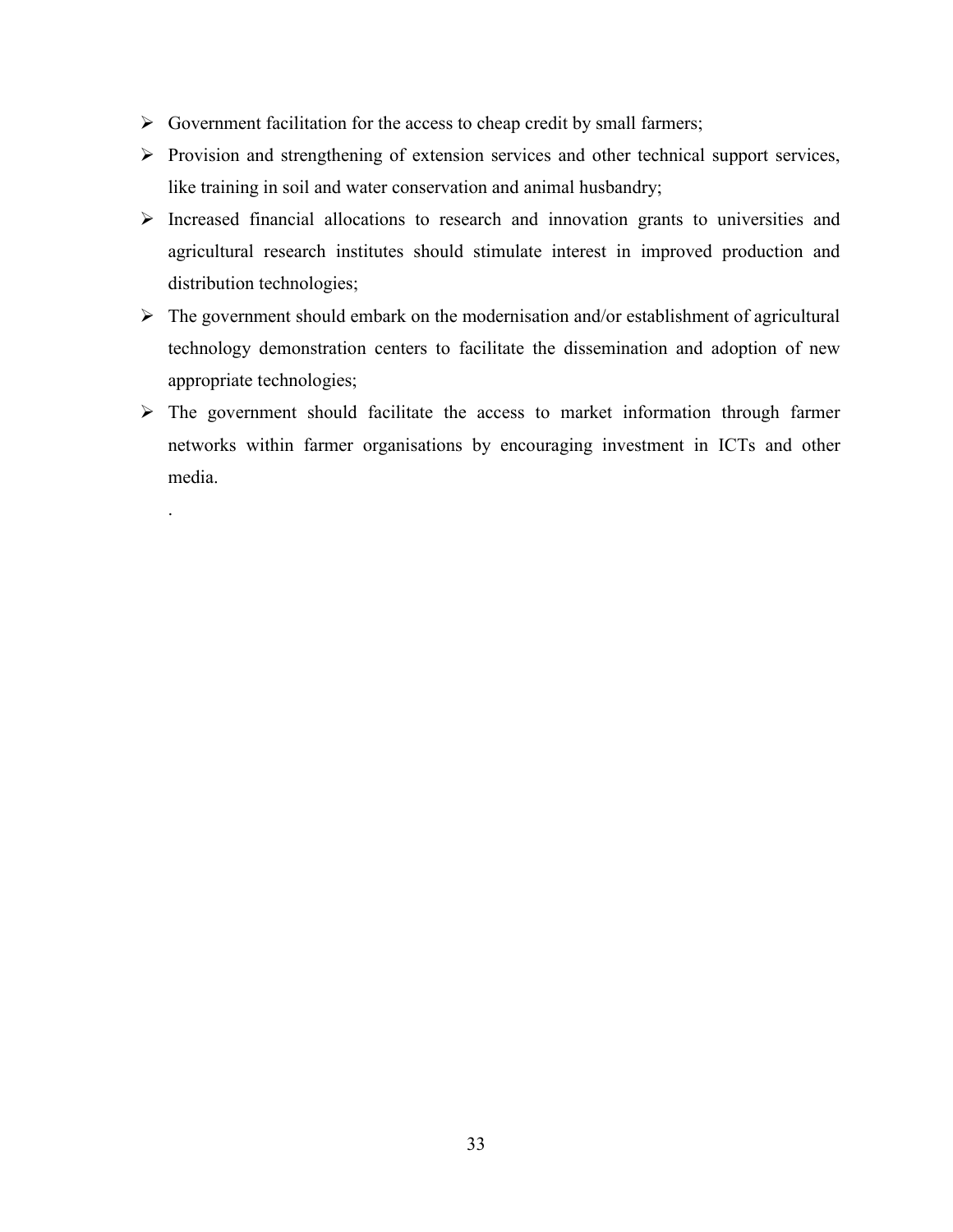- Government facilitation for the access to cheap credit by small farmers;
- Provision and strengthening of extension services and other technical support services, like training in soil and water conservation and animal husbandry;
- Increased financial allocations to research and innovation grants to universities and agricultural research institutes should stimulate interest in improved production and distribution technologies;
- The government should embark on the modernisation and/or establishment of agricultural technology demonstration centers to facilitate the dissemination and adoption of new appropriate technologies;
- The government should facilitate the access to market information through farmer networks within farmer organisations by encouraging investment in ICTs and other media.

.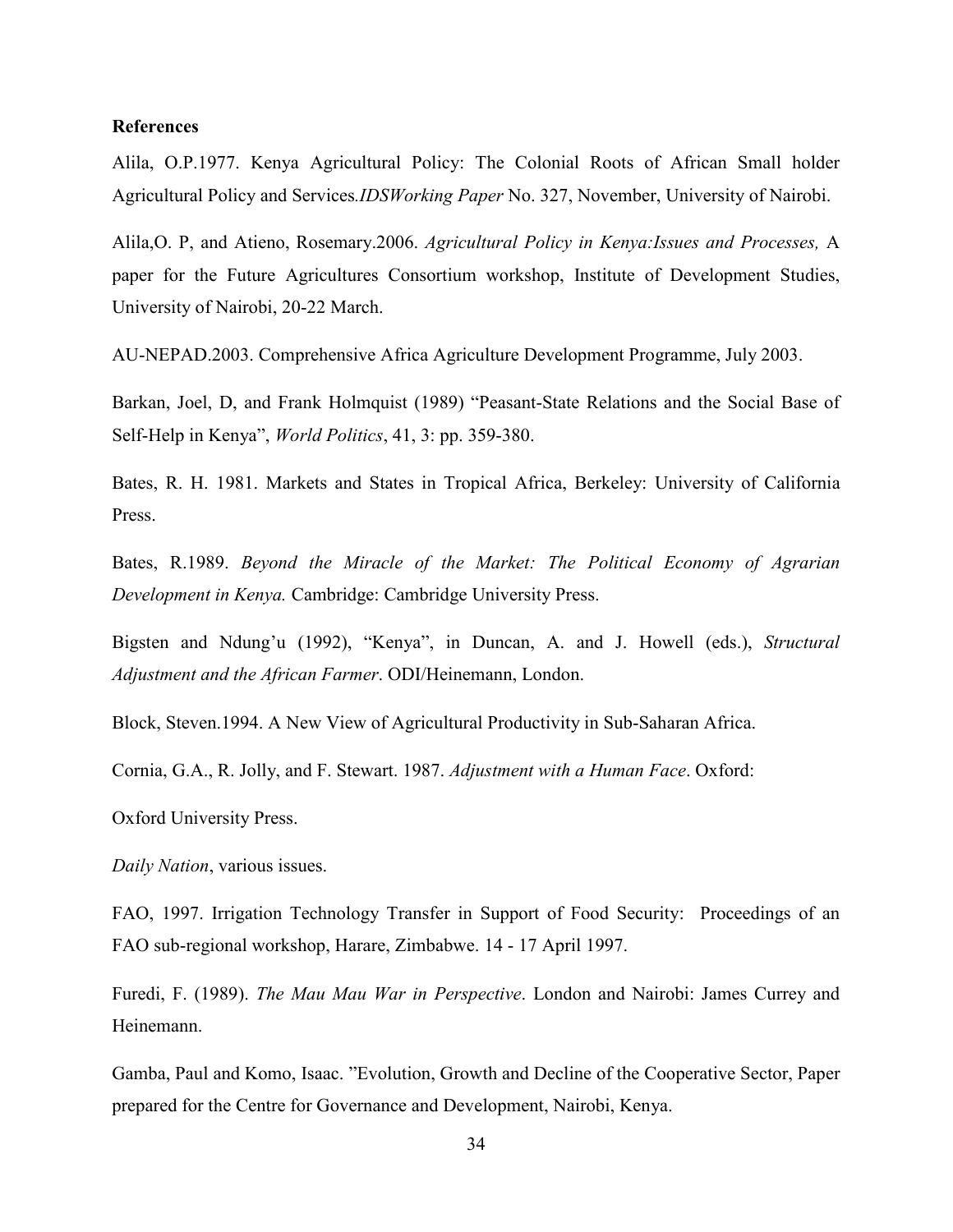**References**

Alila, O.P.1977. Kenya Agricultural Policy: The Colonial Roots of African Small holder Agricultural Policy and Services.*IDSWorking Paper* No. 327, November, University of Nairobi.

Alila,O. P, and Atieno, Rosemary.2006. *Agricultural Policy in Kenya:Issues and Processes,* A paper for the Future Agricultures Consortium workshop, Institute of Development Studies, University of Nairobi, 20-22 March.

AU-NEPAD.2003. Comprehensive Africa Agriculture Development Programme, July 2003.

Barkan, Joel, D, and Frank Holmquist (1989) "Peasant-State Relations and the Social Base of Self-Help in Kenya", *World Politics*, 41, 3: pp. 359-380.

Bates, R. H. 1981. Markets and States in Tropical Africa, Berkeley: University of California Press.

Bates, R.1989. *Beyond the Miracle of the Market: The Political Economy of Agrarian Development in Kenya.* Cambridge: Cambridge University Press.

Bigsten and Ndung'u (1992), "Kenya", in Duncan, A. and J. Howell (eds.), *Structural Adjustment and the African Farmer*. ODI/Heinemann, London.

Block, Steven.1994. A New View of Agricultural Productivity in Sub-Saharan Africa.

Cornia, G.A., R. Jolly, and F. Stewart. 1987. *Adjustment with a Human Face*. Oxford:

Oxford University Press.

*Daily Nation*, various issues.

FAO, 1997. Irrigation Technology Transfer in Support of Food Security: Proceedings of an FAO sub-regional workshop, Harare, Zimbabwe. 14 - 17 April 1997.

Furedi, F. (1989). *The Mau Mau War in Perspective*. London and Nairobi: James Currey and Heinemann.

Gamba, Paul and Komo, Isaac. "Evolution, Growth and Decline of the Cooperative Sector, Paper prepared for the Centre for Governance and Development, Nairobi, Kenya.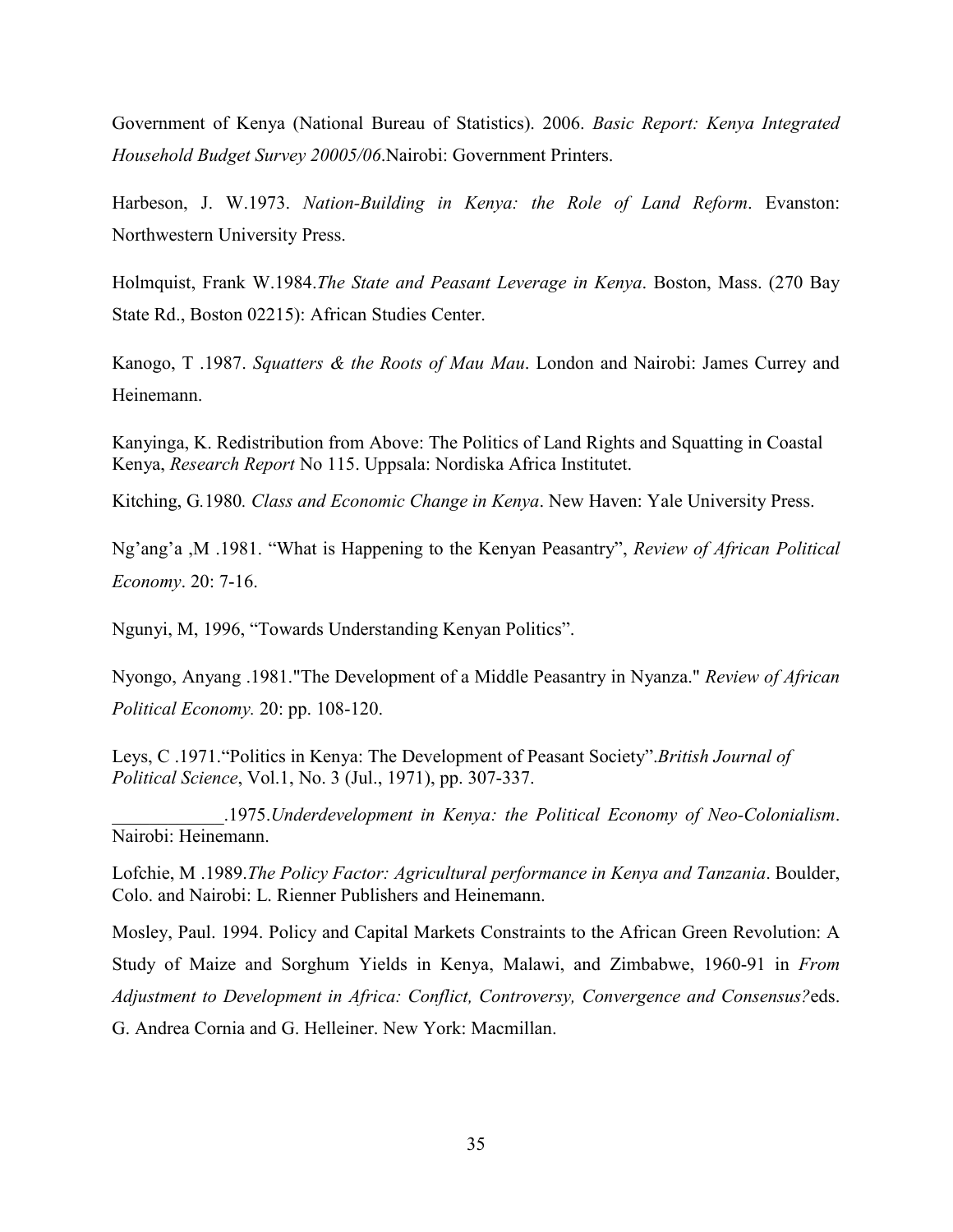Government of Kenya (National Bureau of Statistics). 2006. *Basic Report: Kenya Integrated Household Budget Survey 20005/06*.Nairobi: Government Printers.

Harbeson, J. W.1973. *Nation-Building in Kenya: the Role of Land Reform*. Evanston: Northwestern University Press.

Holmquist, Frank W.1984.*The State and Peasant Leverage in Kenya*. Boston, Mass. (270 Bay State Rd., Boston 02215): African Studies Center.

Kanogo, T .1987. *Squatters & the Roots of Mau Mau*. London and Nairobi: James Currey and Heinemann.

Kanyinga, K. Redistribution from Above: The Politics of Land Rights and Squatting in Coastal Kenya, *Research Report* No 115. Uppsala: Nordiska Africa Institutet.

Kitching, G.1980*. Class and Economic Change in Kenya*. New Haven: Yale University Press.

Ng'ang'a ,M .1981. "What is Happening to the Kenyan Peasantry", *Review of African Political Economy*. 20: 7-16.

Ngunyi, M, 1996, "Towards Understanding Kenyan Politics".

Nyongo, Anyang .1981."The Development of a Middle Peasantry in Nyanza." *Review of African Political Economy.* 20: pp. 108-120.

Leys, C .1971."Politics in Kenya: The Development of Peasant Society".*British Journal of Political Science*, Vol.1, No. 3 (Jul., 1971), pp. 307-337.

____________.1975.*Underdevelopment in Kenya: the Political Economy of Neo-Colonialism*. Nairobi: Heinemann.

Lofchie, M .1989.*The Policy Factor: Agricultural performance in Kenya and Tanzania*. Boulder, Colo. and Nairobi: L. Rienner Publishers and Heinemann.

Mosley, Paul. 1994. Policy and Capital Markets Constraints to the African Green Revolution: A Study of Maize and Sorghum Yields in Kenya, Malawi, and Zimbabwe, 1960-91 in *From Adjustment to Development in Africa: Conflict, Controversy, Convergence and Consensus?*eds. G. Andrea Cornia and G. Helleiner. New York: Macmillan.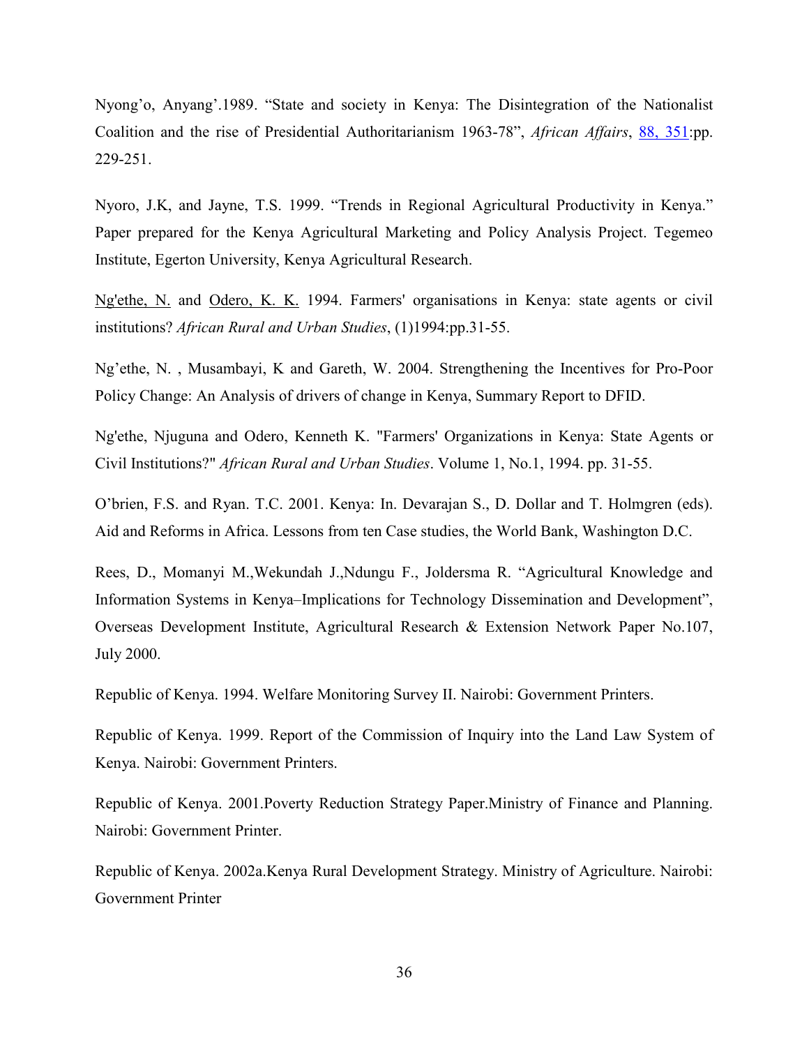Nyong'o, Anyang'.1989. "State and society in Kenya: The Disintegration of the Nationalist Coalition and the rise of Presidential Authoritarianism 1963-78", *African Affairs*, 88, 351:pp. 229-251.

Nyoro, J.K, and Jayne, T.S. 1999. "Trends in Regional Agricultural Productivity in Kenya." Paper prepared for the Kenya Agricultural Marketing and Policy Analysis Project. Tegemeo Institute, Egerton University, Kenya Agricultural Research.

Ng'ethe, N. and Odero, K. K. 1994. Farmers' organisations in Kenya: state agents or civil institutions? *African Rural and Urban Studies*, (1)1994:pp.31-55.

Ng'ethe, N. , Musambayi, K and Gareth, W. 2004. Strengthening the Incentives for Pro-Poor Policy Change: An Analysis of drivers of change in Kenya, Summary Report to DFID.

Ng'ethe, Njuguna and Odero, Kenneth K. "Farmers' Organizations in Kenya: State Agents or Civil Institutions?" *African Rural and Urban Studies*. Volume 1, No.1, 1994. pp. 31-55.

O'brien, F.S. and Ryan. T.C. 2001. Kenya: In. Devarajan S., D. Dollar and T. Holmgren (eds). Aid and Reforms in Africa. Lessons from ten Case studies, the World Bank, Washington D.C.

Rees, D., Momanyi M.,Wekundah J.,Ndungu F., Joldersma R. "Agricultural Knowledge and Information Systems in Kenya–Implications for Technology Dissemination and Development", Overseas Development Institute, Agricultural Research & Extension Network Paper No.107, July 2000.

Republic of Kenya. 1994. Welfare Monitoring Survey II. Nairobi: Government Printers.

Republic of Kenya. 1999. Report of the Commission of Inquiry into the Land Law System of Kenya. Nairobi: Government Printers.

Republic of Kenya. 2001.Poverty Reduction Strategy Paper.Ministry of Finance and Planning. Nairobi: Government Printer.

Republic of Kenya. 2002a.Kenya Rural Development Strategy. Ministry of Agriculture. Nairobi: Government Printer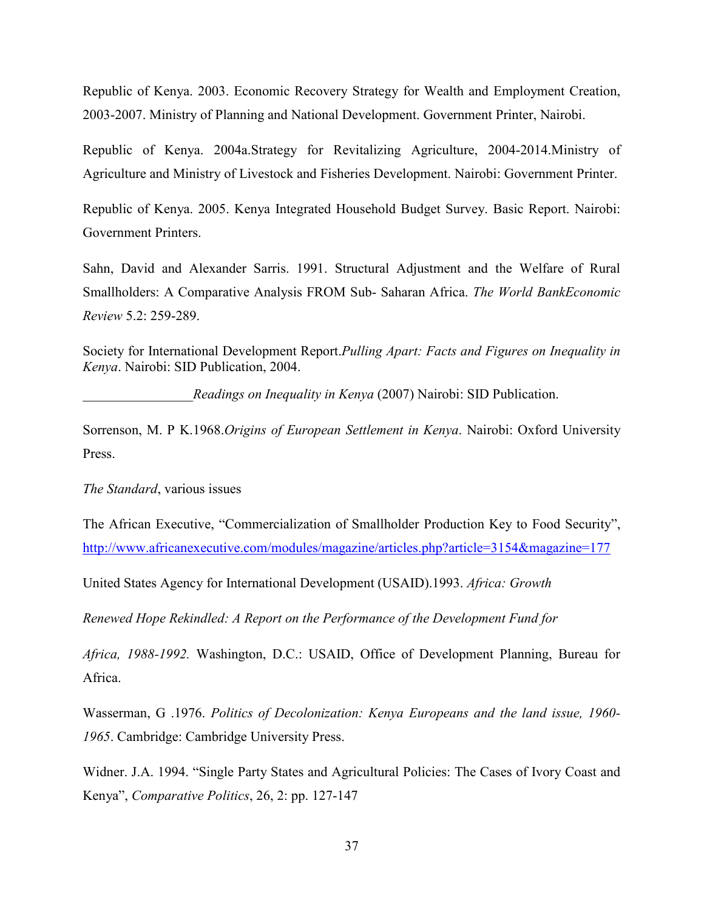Republic of Kenya. 2003. Economic Recovery Strategy for Wealth and Employment Creation, 2003-2007. Ministry of Planning and National Development. Government Printer, Nairobi.

Republic of Kenya. 2004a.Strategy for Revitalizing Agriculture, 2004-2014.Ministry of Agriculture and Ministry of Livestock and Fisheries Development. Nairobi: Government Printer.

Republic of Kenya. 2005. Kenya Integrated Household Budget Survey. Basic Report. Nairobi: Government Printers.

Sahn, David and Alexander Sarris. 1991. Structural Adjustment and the Welfare of Rural Smallholders: A Comparative Analysis FROM Sub- Saharan Africa. *The World BankEconomic Review* 5.2: 259-289.

Society for International Development Report.*Pulling Apart: Facts and Figures on Inequality in Kenya*. Nairobi: SID Publication, 2004.

________________*Readings on Inequality in Kenya* (2007) Nairobi: SID Publication.

Sorrenson, M. P K.1968.*Origins of European Settlement in Kenya*. Nairobi: Oxford University Press.

*The Standard*, various issues

The African Executive, "Commercialization of Smallholder Production Key to Food Security", http://www.africanexecutive.com/modules/magazine/articles.php?article=3154&magazine=177

United States Agency for International Development (USAID).1993. *Africa: Growth Renewed Hope Rekindled: A Report on the Performance of the Development Fund for Africa, 1988-1992.* Washington, D.C.: USAID, Office of Development Planning, Bureau for Africa.

Wasserman, G .1976. *Politics of Decolonization: Kenya Europeans and the land issue, 1960-1965*. Cambridge: Cambridge University Press.

Widner. J.A. 1994. "Single Party States and Agricultural Policies: The Cases of Ivory Coast and Kenya", *Comparative Politics*, 26, 2: pp. 127-147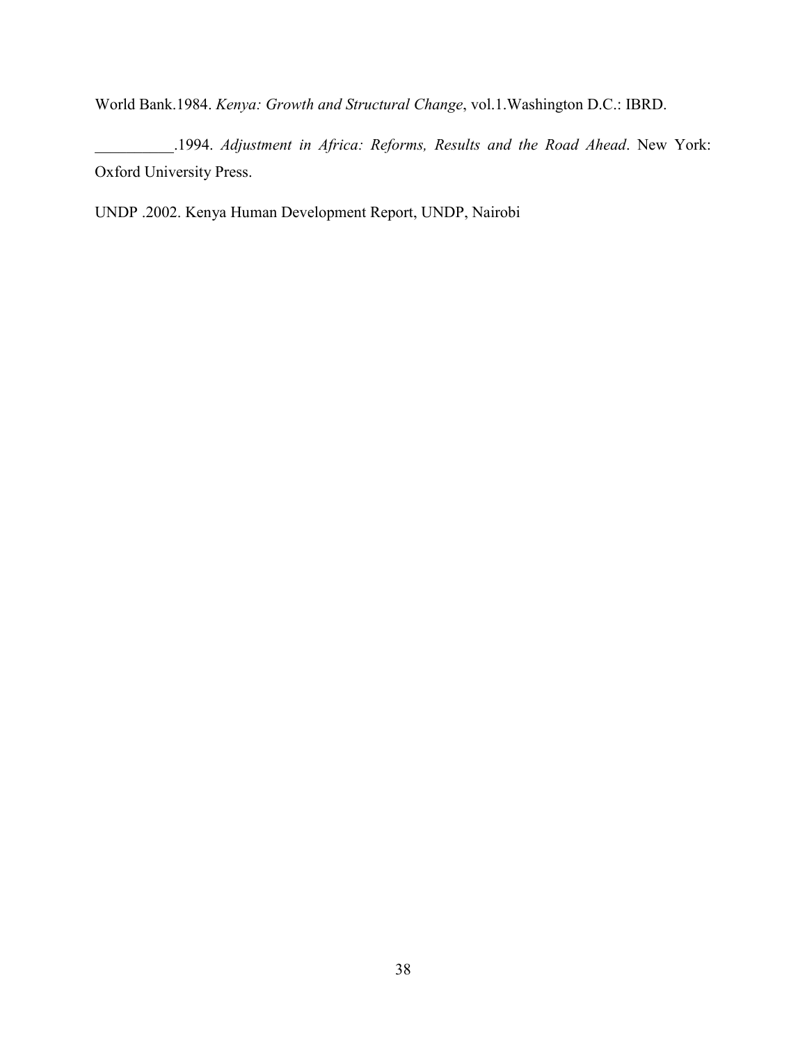World Bank.1984. *Kenya: Growth and Structural Change*, vol.1.Washington D.C.: IBRD.

__________.1994. *Adjustment in Africa: Reforms, Results and the Road Ahead*. New York: Oxford University Press.

UNDP .2002. Kenya Human Development Report, UNDP, Nairobi